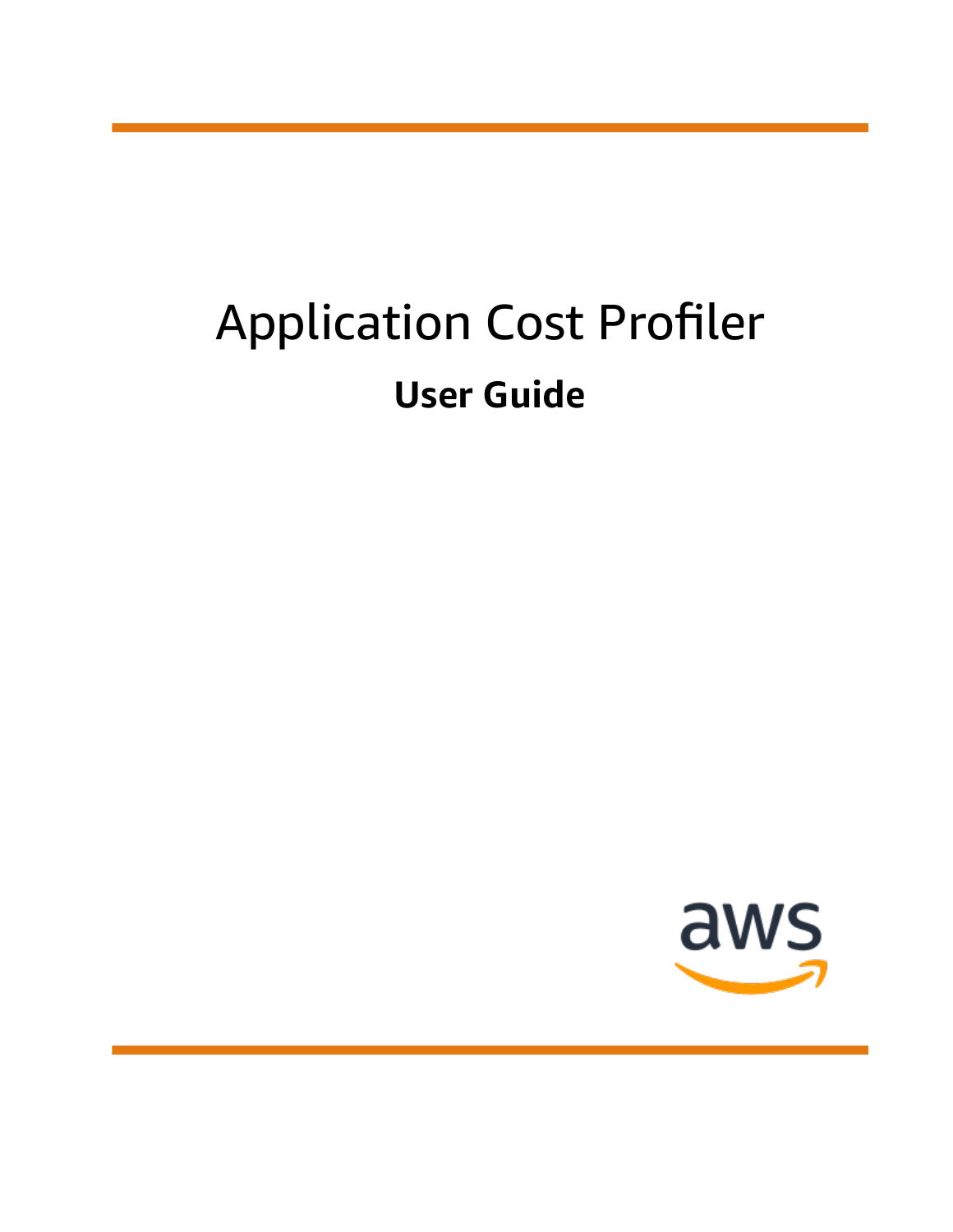# Application Cost Profiler

## User Guide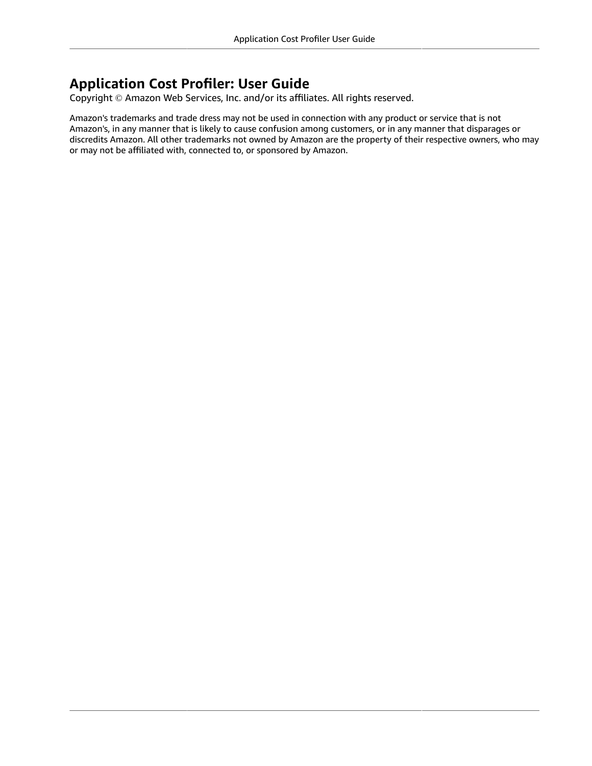# Application Cost Profiler: User Guide

Copyright © Amazon Web Services, Inc. and/or its affiliates. All rights reserved.

Amazon's trademarks and trade dress may not be used in connection with any product or service that is not Amazon's, in any manner that is likely to cause confusion among customers, or in any manner that disparages or discredits Amazon. All other trademarks not owned by Amazon are the property of their respective owners, who may or may not be affiliated with, connected to, or sponsored by Amazon.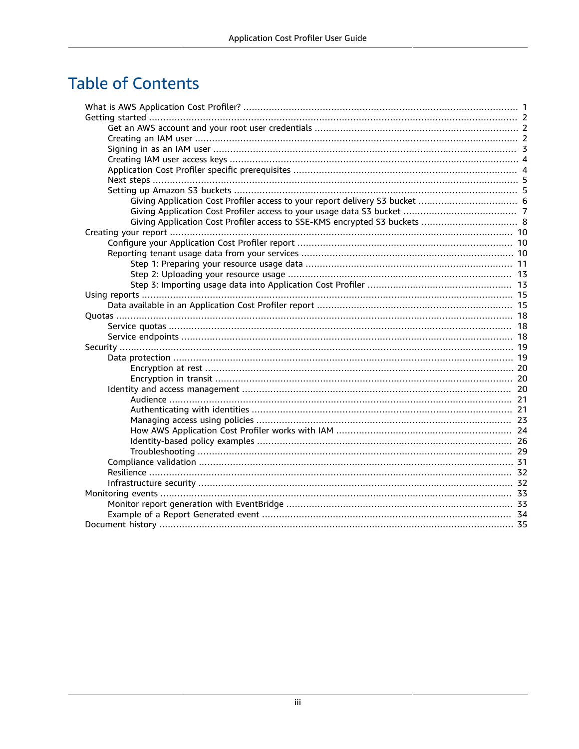# Table of Contents

- What is AWS Application Cost Profiler? ... 1
- Getting started ... 2
  - Get an AWS account and your root user credentials ... 2
  - Creating an IAM user ... 2
  - Signing in as an IAM user ... 3
  - Creating IAM user access keys ... 4
  - Application Cost Profiler specific prerequisites ... 4
  - Next steps ... 5
  - Setting up Amazon S3 buckets ... 5
    - Giving Application Cost Profiler access to your report delivery S3 bucket ... 6
    - Giving Application Cost Profiler access to your usage data S3 bucket ... 7
    - Giving Application Cost Profiler access to SSE-KMS encrypted S3 buckets ... 8
- Creating your report ... 10
  - Configure your Application Cost Profiler report ... 10
  - Reporting tenant usage data from your services ... 10
    - Step 1: Preparing your resource usage data ... 11
    - Step 2: Uploading your resource usage ... 13
    - Step 3: Importing usage data into Application Cost Profiler ... 13
- Using reports ... 15
  - Data available in an Application Cost Profiler report ... 15
- Quotas ... 18
  - Service quotas ... 18
  - Service endpoints ... 18
- Security ... 19
  - Data protection ... 19
    - Encryption at rest ... 20
    - Encryption in transit ... 20
  - Identity and access management ... 20
    - Audience ... 21
    - Authenticating with identities ... 21
    - Managing access using policies ... 23
    - How AWS Application Cost Profiler works with IAM ... 24
    - Identity-based policy examples ... 26
    - Troubleshooting ... 29
  - Compliance validation ... 31
  - Resilience ... 32
  - Infrastructure security ... 32
- Monitoring events ... 33
  - Monitor report generation with EventBridge ... 33
  - Example of a Report Generated event ... 34
- Document history ... 35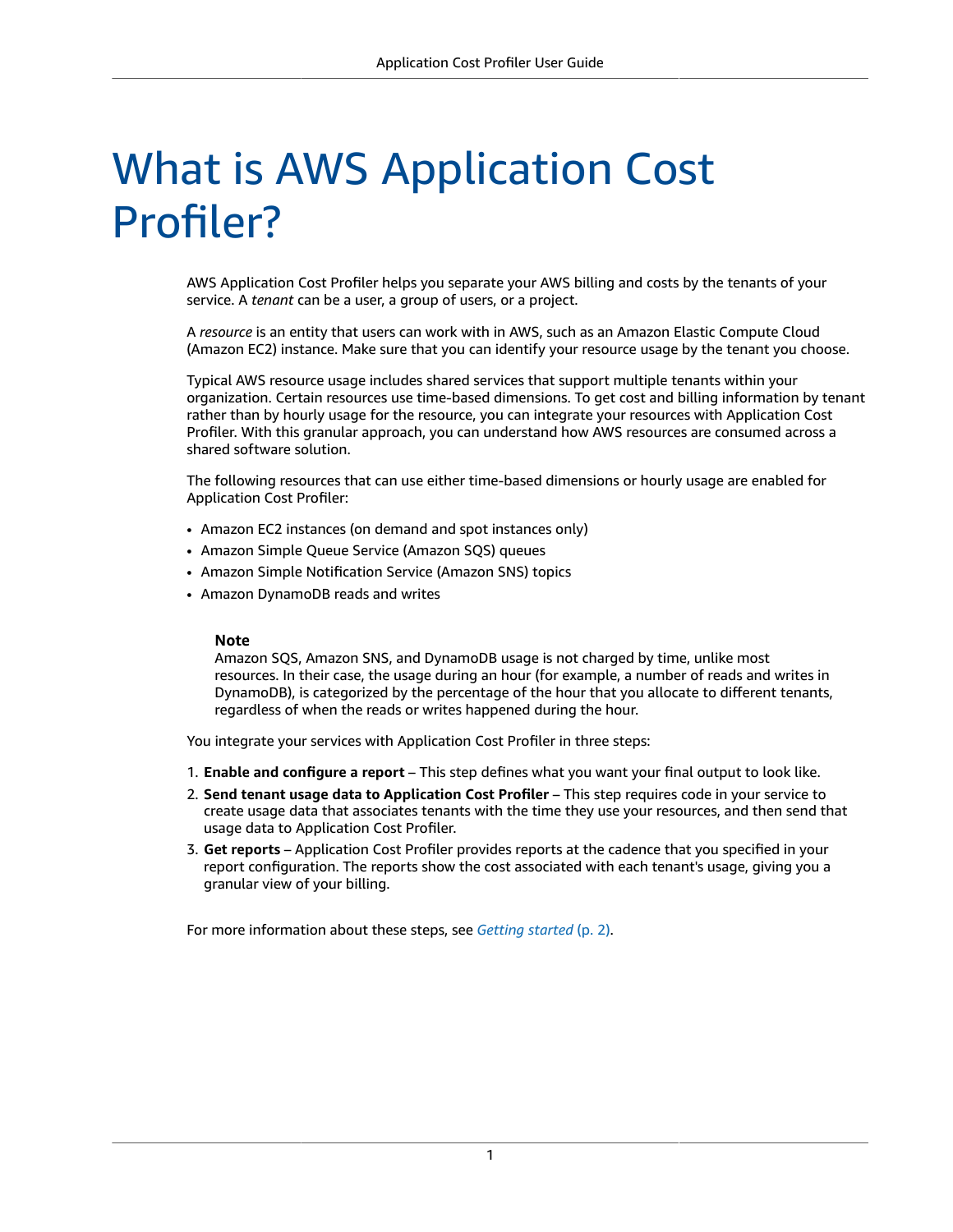# What is AWS Application Cost Profiler?

AWS Application Cost Profiler helps you separate your AWS billing and costs by the tenants of your service. A *tenant* can be a user, a group of users, or a project.

A *resource* is an entity that users can work with in AWS, such as an Amazon Elastic Compute Cloud (Amazon EC2) instance. Make sure that you can identify your resource usage by the tenant you choose.

Typical AWS resource usage includes shared services that support multiple tenants within your organization. Certain resources use time-based dimensions. To get cost and billing information by tenant rather than by hourly usage for the resource, you can integrate your resources with Application Cost Profiler. With this granular approach, you can understand how AWS resources are consumed across a shared software solution.

The following resources that can use either time-based dimensions or hourly usage are enabled for Application Cost Profiler:

- Amazon EC2 instances (on demand and spot instances only)
- Amazon Simple Queue Service (Amazon SQS) queues
- Amazon Simple Notification Service (Amazon SNS) topics
- Amazon DynamoDB reads and writes

> **Note**
> Amazon SQS, Amazon SNS, and DynamoDB usage is not charged by time, unlike most resources. In their case, the usage during an hour (for example, a number of reads and writes in DynamoDB), is categorized by the percentage of the hour that you allocate to different tenants, regardless of when the reads or writes happened during the hour.

You integrate your services with Application Cost Profiler in three steps:

1. **Enable and configure a report** – This step defines what you want your final output to look like.
2. **Send tenant usage data to Application Cost Profiler** – This step requires code in your service to create usage data that associates tenants with the time they use your resources, and then send that usage data to Application Cost Profiler.
3. **Get reports** – Application Cost Profiler provides reports at the cadence that you specified in your report configuration. The reports show the cost associated with each tenant's usage, giving you a granular view of your billing.

For more information about these steps, see *Getting started* (p. 2).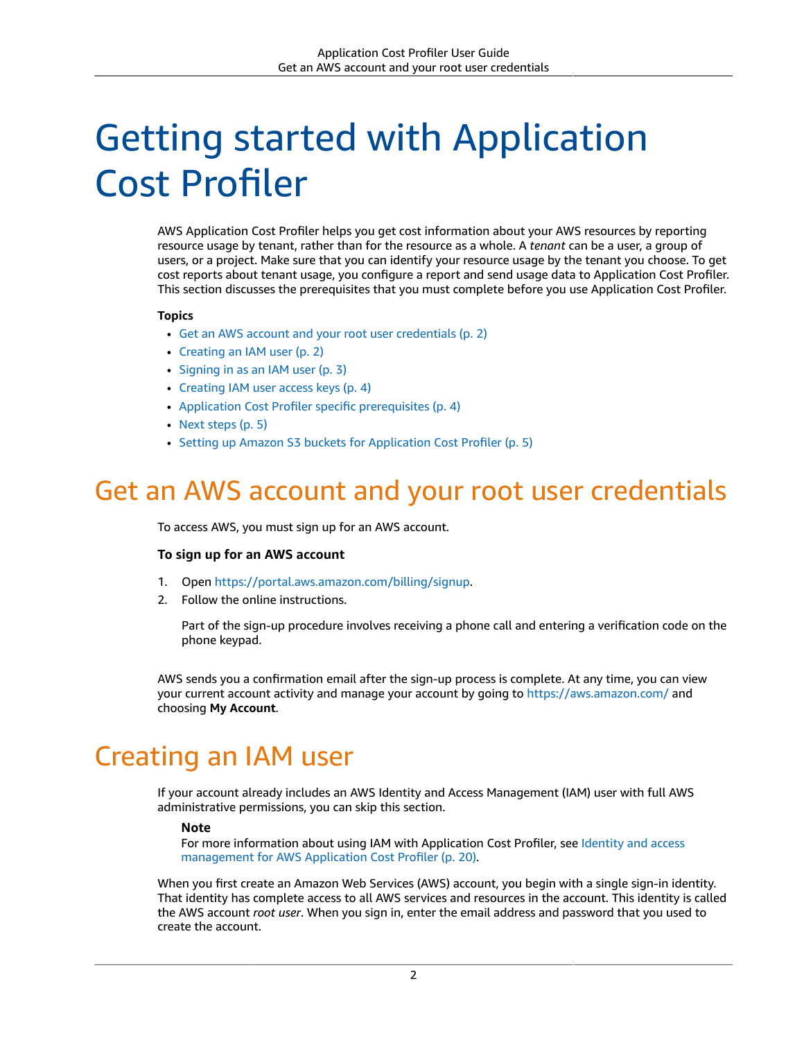# Getting started with Application Cost Profiler

AWS Application Cost Profiler helps you get cost information about your AWS resources by reporting resource usage by tenant, rather than for the resource as a whole. A *tenant* can be a user, a group of users, or a project. Make sure that you can identify your resource usage by the tenant you choose. To get cost reports about tenant usage, you configure a report and send usage data to Application Cost Profiler. This section discusses the prerequisites that you must complete before you use Application Cost Profiler.

**Topics**

- Get an AWS account and your root user credentials (p. 2)
- Creating an IAM user (p. 2)
- Signing in as an IAM user (p. 3)
- Creating IAM user access keys (p. 4)
- Application Cost Profiler specific prerequisites (p. 4)
- Next steps (p. 5)
- Setting up Amazon S3 buckets for Application Cost Profiler (p. 5)

## Get an AWS account and your root user credentials

To access AWS, you must sign up for an AWS account.

**To sign up for an AWS account**

1. Open https://portal.aws.amazon.com/billing/signup.
2. Follow the online instructions.

   Part of the sign-up procedure involves receiving a phone call and entering a verification code on the phone keypad.

AWS sends you a confirmation email after the sign-up process is complete. At any time, you can view your current account activity and manage your account by going to https://aws.amazon.com/ and choosing **My Account**.

## Creating an IAM user

If your account already includes an AWS Identity and Access Management (IAM) user with full AWS administrative permissions, you can skip this section.

> **Note**
> For more information about using IAM with Application Cost Profiler, see Identity and access management for AWS Application Cost Profiler (p. 20).

When you first create an Amazon Web Services (AWS) account, you begin with a single sign-in identity. That identity has complete access to all AWS services and resources in the account. This identity is called the AWS account *root user*. When you sign in, enter the email address and password that you used to create the account.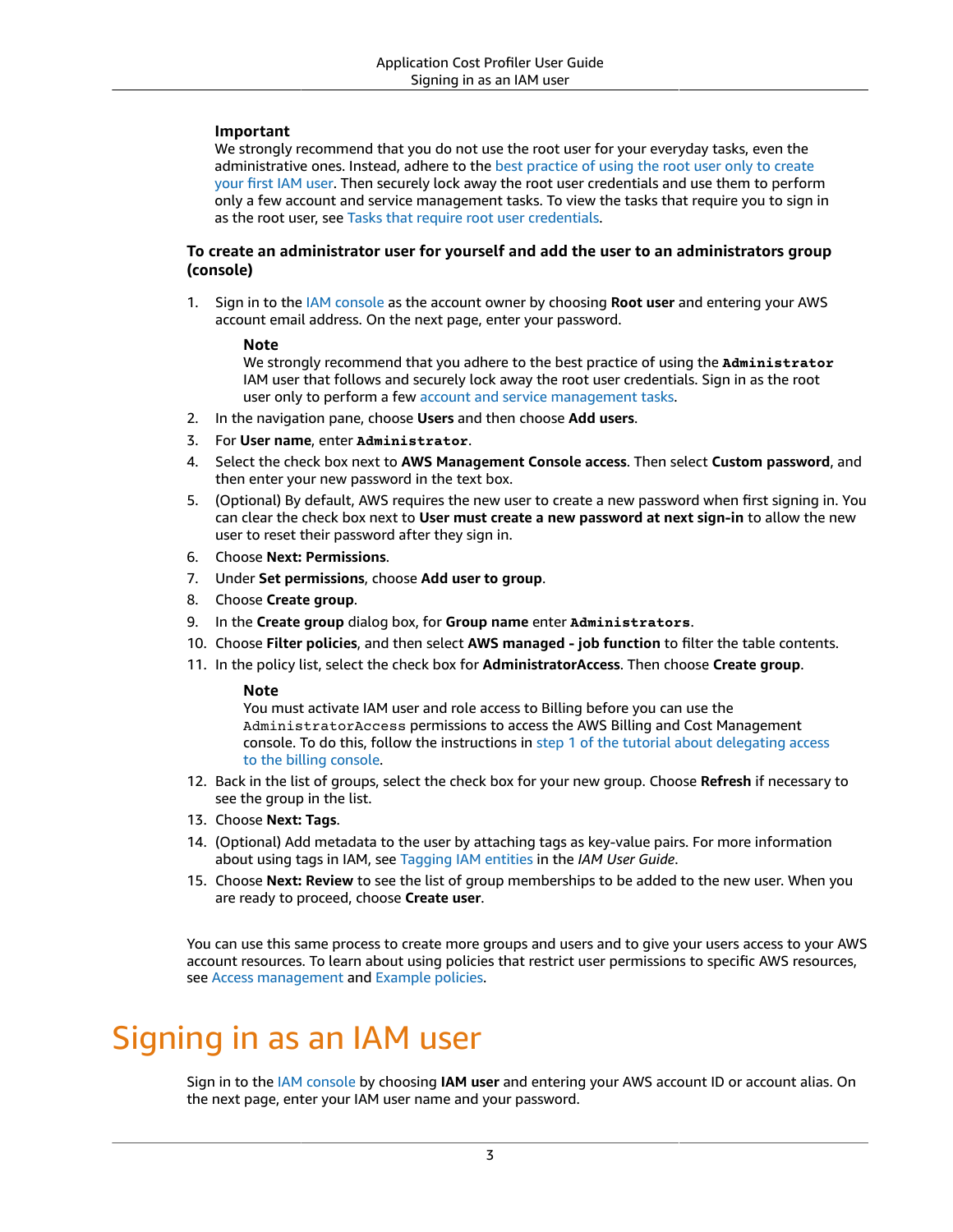> **Important**
> We strongly recommend that you do not use the root user for your everyday tasks, even the administrative ones. Instead, adhere to the best practice of using the root user only to create your first IAM user. Then securely lock away the root user credentials and use them to perform only a few account and service management tasks. To view the tasks that require you to sign in as the root user, see Tasks that require root user credentials.

**To create an administrator user for yourself and add the user to an administrators group (console)**

1. Sign in to the IAM console as the account owner by choosing **Root user** and entering your AWS account email address. On the next page, enter your password.

   > **Note**
   > We strongly recommend that you adhere to the best practice of using the `Administrator` IAM user that follows and securely lock away the root user credentials. Sign in as the root user only to perform a few account and service management tasks.

2. In the navigation pane, choose **Users** and then choose **Add users**.
3. For **User name**, enter `Administrator`.
4. Select the check box next to **AWS Management Console access**. Then select **Custom password**, and then enter your new password in the text box.
5. (Optional) By default, AWS requires the new user to create a new password when first signing in. You can clear the check box next to **User must create a new password at next sign-in** to allow the new user to reset their password after they sign in.
6. Choose **Next: Permissions**.
7. Under **Set permissions**, choose **Add user to group**.
8. Choose **Create group**.
9. In the **Create group** dialog box, for **Group name** enter `Administrators`.
10. Choose **Filter policies**, and then select **AWS managed - job function** to filter the table contents.
11. In the policy list, select the check box for **AdministratorAccess**. Then choose **Create group**.

    > **Note**
    > You must activate IAM user and role access to Billing before you can use the `AdministratorAccess` permissions to access the AWS Billing and Cost Management console. To do this, follow the instructions in step 1 of the tutorial about delegating access to the billing console.

12. Back in the list of groups, select the check box for your new group. Choose **Refresh** if necessary to see the group in the list.
13. Choose **Next: Tags**.
14. (Optional) Add metadata to the user by attaching tags as key-value pairs. For more information about using tags in IAM, see Tagging IAM entities in the *IAM User Guide*.
15. Choose **Next: Review** to see the list of group memberships to be added to the new user. When you are ready to proceed, choose **Create user**.

You can use this same process to create more groups and users and to give your users access to your AWS account resources. To learn about using policies that restrict user permissions to specific AWS resources, see Access management and Example policies.

# Signing in as an IAM user

Sign in to the IAM console by choosing **IAM user** and entering your AWS account ID or account alias. On the next page, enter your IAM user name and your password.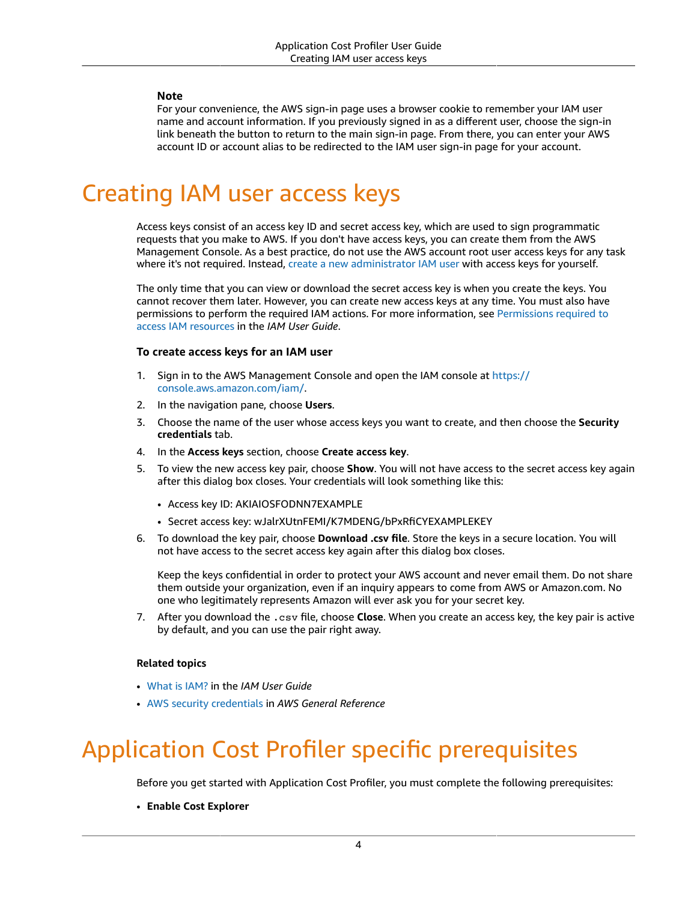**Note**

For your convenience, the AWS sign-in page uses a browser cookie to remember your IAM user name and account information. If you previously signed in as a different user, choose the sign-in link beneath the button to return to the main sign-in page. From there, you can enter your AWS account ID or account alias to be redirected to the IAM user sign-in page for your account.

# Creating IAM user access keys

Access keys consist of an access key ID and secret access key, which are used to sign programmatic requests that you make to AWS. If you don't have access keys, you can create them from the AWS Management Console. As a best practice, do not use the AWS account root user access keys for any task where it's not required. Instead, create a new administrator IAM user with access keys for yourself.

The only time that you can view or download the secret access key is when you create the keys. You cannot recover them later. However, you can create new access keys at any time. You must also have permissions to perform the required IAM actions. For more information, see Permissions required to access IAM resources in the *IAM User Guide*.

### To create access keys for an IAM user

1. Sign in to the AWS Management Console and open the IAM console at https://console.aws.amazon.com/iam/.
2. In the navigation pane, choose **Users**.
3. Choose the name of the user whose access keys you want to create, and then choose the **Security credentials** tab.
4. In the **Access keys** section, choose **Create access key**.
5. To view the new access key pair, choose **Show**. You will not have access to the secret access key again after this dialog box closes. Your credentials will look something like this:
   - Access key ID: AKIAIOSFODNN7EXAMPLE
   - Secret access key: wJalrXUtnFEMI/K7MDENG/bPxRfiCYEXAMPLEKEY
6. To download the key pair, choose **Download .csv file**. Store the keys in a secure location. You will not have access to the secret access key again after this dialog box closes.

   Keep the keys confidential in order to protect your AWS account and never email them. Do not share them outside your organization, even if an inquiry appears to come from AWS or Amazon.com. No one who legitimately represents Amazon will ever ask you for your secret key.
7. After you download the `.csv` file, choose **Close**. When you create an access key, the key pair is active by default, and you can use the pair right away.

#### Related topics

- What is IAM? in the *IAM User Guide*
- AWS security credentials in *AWS General Reference*

# Application Cost Profiler specific prerequisites

Before you get started with Application Cost Profiler, you must complete the following prerequisites:

- **Enable Cost Explorer**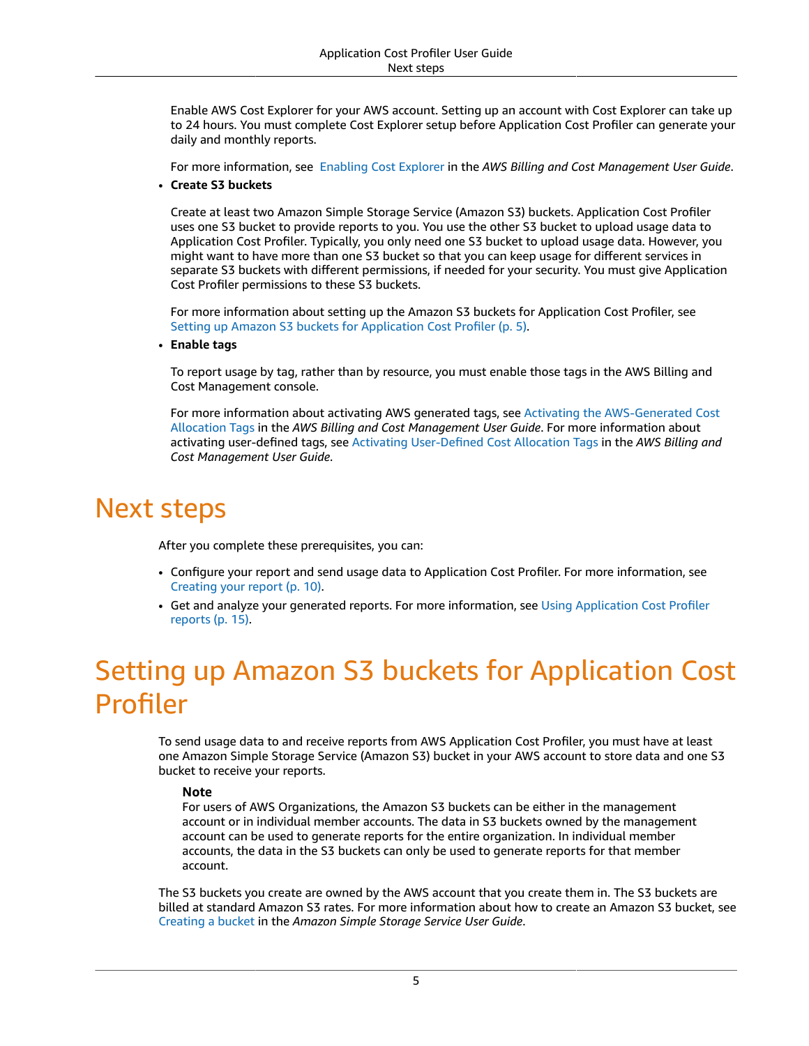Enable AWS Cost Explorer for your AWS account. Setting up an account with Cost Explorer can take up to 24 hours. You must complete Cost Explorer setup before Application Cost Profiler can generate your daily and monthly reports.

For more information, see Enabling Cost Explorer in the *AWS Billing and Cost Management User Guide*.

- **Create S3 buckets**

  Create at least two Amazon Simple Storage Service (Amazon S3) buckets. Application Cost Profiler uses one S3 bucket to provide reports to you. You use the other S3 bucket to upload usage data to Application Cost Profiler. Typically, you only need one S3 bucket to upload usage data. However, you might want to have more than one S3 bucket so that you can keep usage for different services in separate S3 buckets with different permissions, if needed for your security. You must give Application Cost Profiler permissions to these S3 buckets.

  For more information about setting up the Amazon S3 buckets for Application Cost Profiler, see Setting up Amazon S3 buckets for Application Cost Profiler (p. 5).

- **Enable tags**

  To report usage by tag, rather than by resource, you must enable those tags in the AWS Billing and Cost Management console.

  For more information about activating AWS generated tags, see Activating the AWS-Generated Cost Allocation Tags in the *AWS Billing and Cost Management User Guide*. For more information about activating user-defined tags, see Activating User-Defined Cost Allocation Tags in the *AWS Billing and Cost Management User Guide*.

# Next steps

After you complete these prerequisites, you can:

- Configure your report and send usage data to Application Cost Profiler. For more information, see Creating your report (p. 10).
- Get and analyze your generated reports. For more information, see Using Application Cost Profiler reports (p. 15).

# Setting up Amazon S3 buckets for Application Cost Profiler

To send usage data to and receive reports from AWS Application Cost Profiler, you must have at least one Amazon Simple Storage Service (Amazon S3) bucket in your AWS account to store data and one S3 bucket to receive your reports.

> **Note**
> For users of AWS Organizations, the Amazon S3 buckets can be either in the management account or in individual member accounts. The data in S3 buckets owned by the management account can be used to generate reports for the entire organization. In individual member accounts, the data in the S3 buckets can only be used to generate reports for that member account.

The S3 buckets you create are owned by the AWS account that you create them in. The S3 buckets are billed at standard Amazon S3 rates. For more information about how to create an Amazon S3 bucket, see Creating a bucket in the *Amazon Simple Storage Service User Guide*.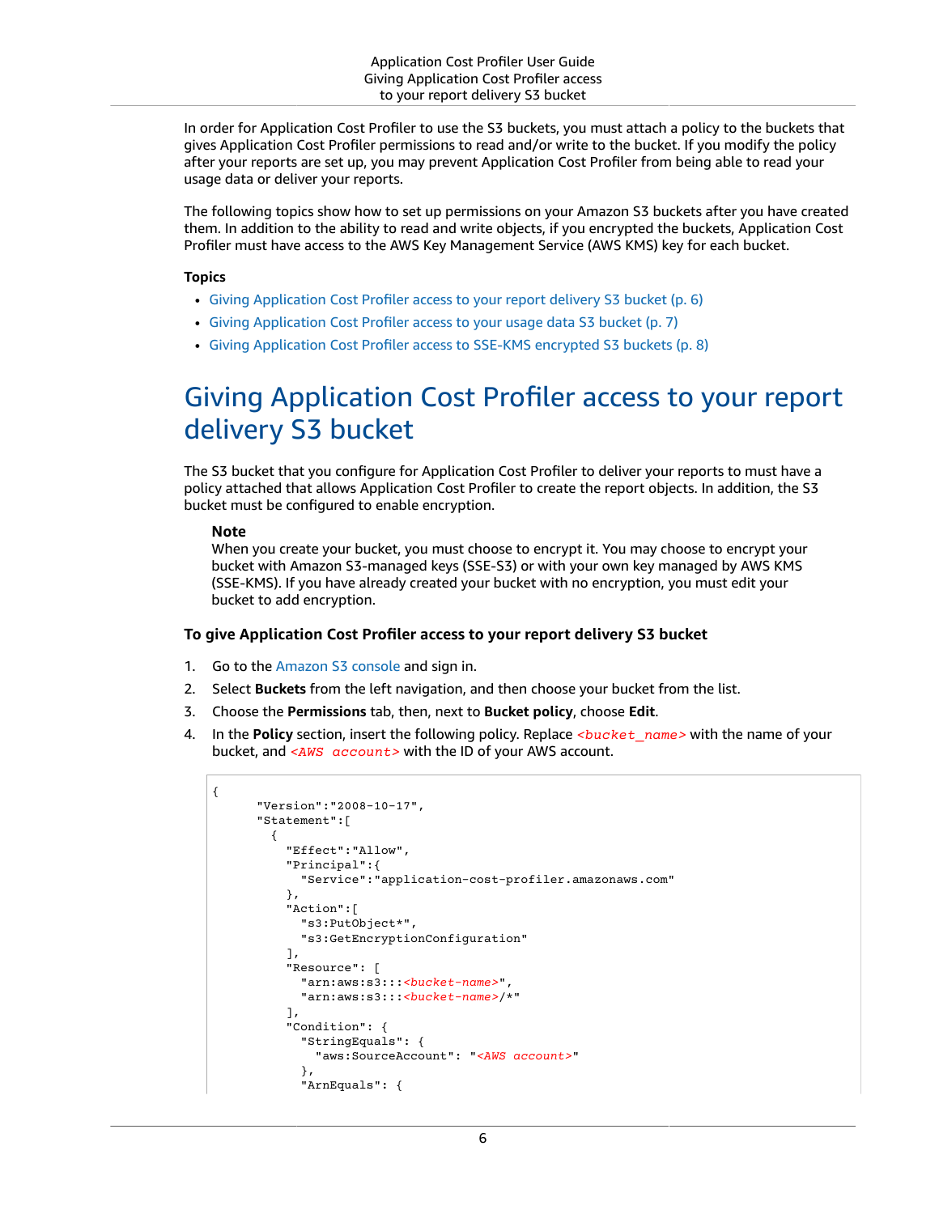In order for Application Cost Profiler to use the S3 buckets, you must attach a policy to the buckets that gives Application Cost Profiler permissions to read and/or write to the bucket. If you modify the policy after your reports are set up, you may prevent Application Cost Profiler from being able to read your usage data or deliver your reports.

The following topics show how to set up permissions on your Amazon S3 buckets after you have created them. In addition to the ability to read and write objects, if you encrypted the buckets, Application Cost Profiler must have access to the AWS Key Management Service (AWS KMS) key for each bucket.

**Topics**

- Giving Application Cost Profiler access to your report delivery S3 bucket (p. 6)
- Giving Application Cost Profiler access to your usage data S3 bucket (p. 7)
- Giving Application Cost Profiler access to SSE-KMS encrypted S3 buckets (p. 8)

# Giving Application Cost Profiler access to your report delivery S3 bucket

The S3 bucket that you configure for Application Cost Profiler to deliver your reports to must have a policy attached that allows Application Cost Profiler to create the report objects. In addition, the S3 bucket must be configured to enable encryption.

> **Note**
> When you create your bucket, you must choose to encrypt it. You may choose to encrypt your bucket with Amazon S3-managed keys (SSE-S3) or with your own key managed by AWS KMS (SSE-KMS). If you have already created your bucket with no encryption, you must edit your bucket to add encryption.

### To give Application Cost Profiler access to your report delivery S3 bucket

1. Go to the Amazon S3 console and sign in.
2. Select **Buckets** from the left navigation, and then choose your bucket from the list.
3. Choose the **Permissions** tab, then, next to **Bucket policy**, choose **Edit**.
4. In the **Policy** section, insert the following policy. Replace *<bucket_name>* with the name of your bucket, and *<AWS account>* with the ID of your AWS account.

```
{
      "Version":"2008-10-17",
      "Statement":[
        {
          "Effect":"Allow",
          "Principal":{
            "Service":"application-cost-profiler.amazonaws.com"
          },
          "Action":[
            "s3:PutObject*",
            "s3:GetEncryptionConfiguration"
          ],
          "Resource": [
            "arn:aws:s3:::<bucket-name>",
            "arn:aws:s3:::<bucket-name>/*"
          ],
          "Condition": {
            "StringEquals": {
              "aws:SourceAccount": "<AWS account>"
            },
            "ArnEquals": {
```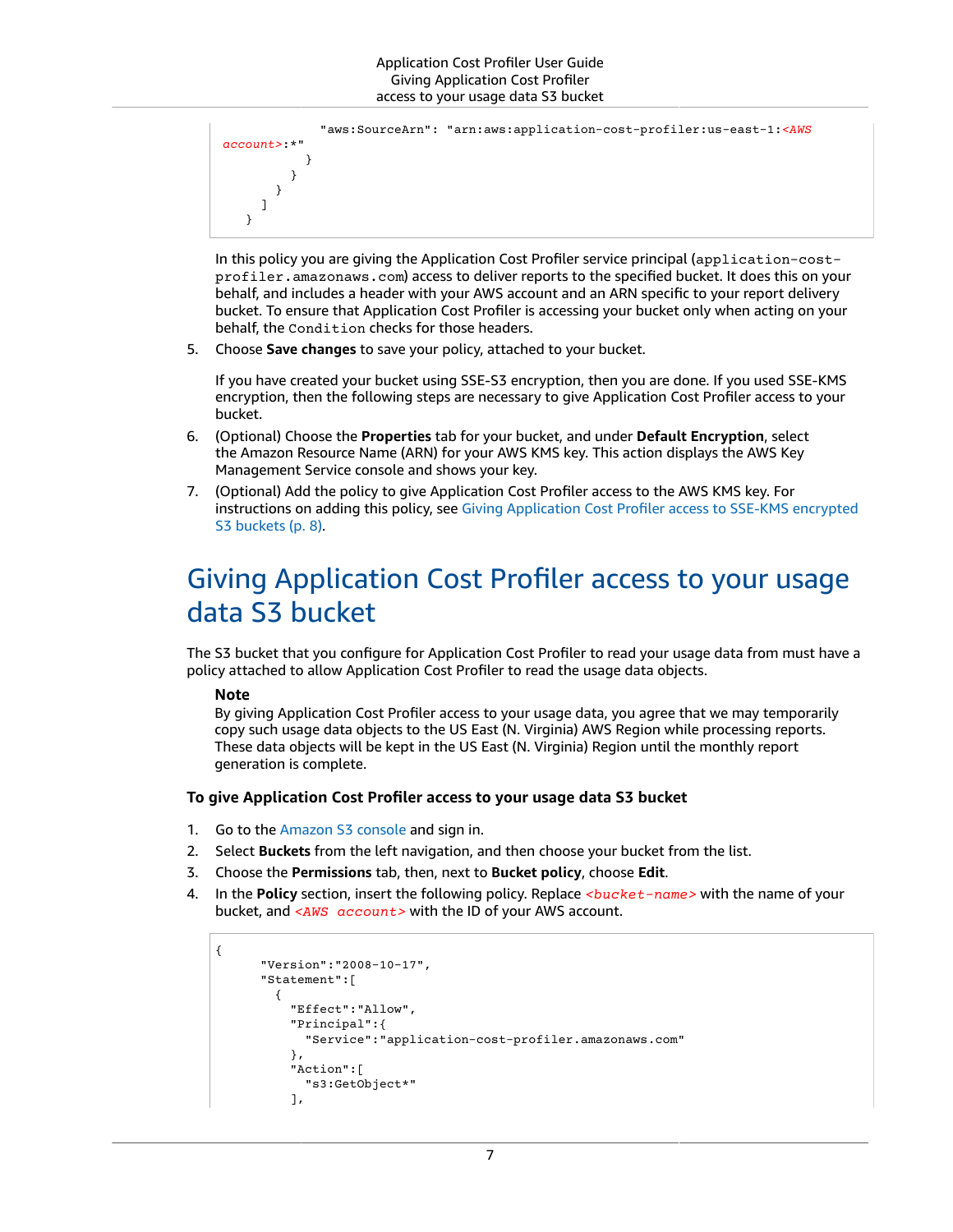```
            "aws:SourceArn": "arn:aws:application-cost-profiler:us-east-1:<AWS account>:*"
          }
        }
      }
    ]
  }
```

In this policy you are giving the Application Cost Profiler service principal (`application-cost-profiler.amazonaws.com`) access to deliver reports to the specified bucket. It does this on your behalf, and includes a header with your AWS account and an ARN specific to your report delivery bucket. To ensure that Application Cost Profiler is accessing your bucket only when acting on your behalf, the `Condition` checks for those headers.

5. Choose **Save changes** to save your policy, attached to your bucket.

   If you have created your bucket using SSE-S3 encryption, then you are done. If you used SSE-KMS encryption, then the following steps are necessary to give Application Cost Profiler access to your bucket.

6. (Optional) Choose the **Properties** tab for your bucket, and under **Default Encryption**, select the Amazon Resource Name (ARN) for your AWS KMS key. This action displays the AWS Key Management Service console and shows your key.
7. (Optional) Add the policy to give Application Cost Profiler access to the AWS KMS key. For instructions on adding this policy, see Giving Application Cost Profiler access to SSE-KMS encrypted S3 buckets (p. 8).

# Giving Application Cost Profiler access to your usage data S3 bucket

The S3 bucket that you configure for Application Cost Profiler to read your usage data from must have a policy attached to allow Application Cost Profiler to read the usage data objects.

> **Note**
>
> By giving Application Cost Profiler access to your usage data, you agree that we may temporarily copy such usage data objects to the US East (N. Virginia) AWS Region while processing reports. These data objects will be kept in the US East (N. Virginia) Region until the monthly report generation is complete.

### To give Application Cost Profiler access to your usage data S3 bucket

1. Go to the Amazon S3 console and sign in.
2. Select **Buckets** from the left navigation, and then choose your bucket from the list.
3. Choose the **Permissions** tab, then, next to **Bucket policy**, choose **Edit**.
4. In the **Policy** section, insert the following policy. Replace `<bucket-name>` with the name of your bucket, and `<AWS account>` with the ID of your AWS account.

```
{
      "Version":"2008-10-17",
      "Statement":[
        {
          "Effect":"Allow",
          "Principal":{
            "Service":"application-cost-profiler.amazonaws.com"
          },
          "Action":[
            "s3:GetObject*"
          ],
```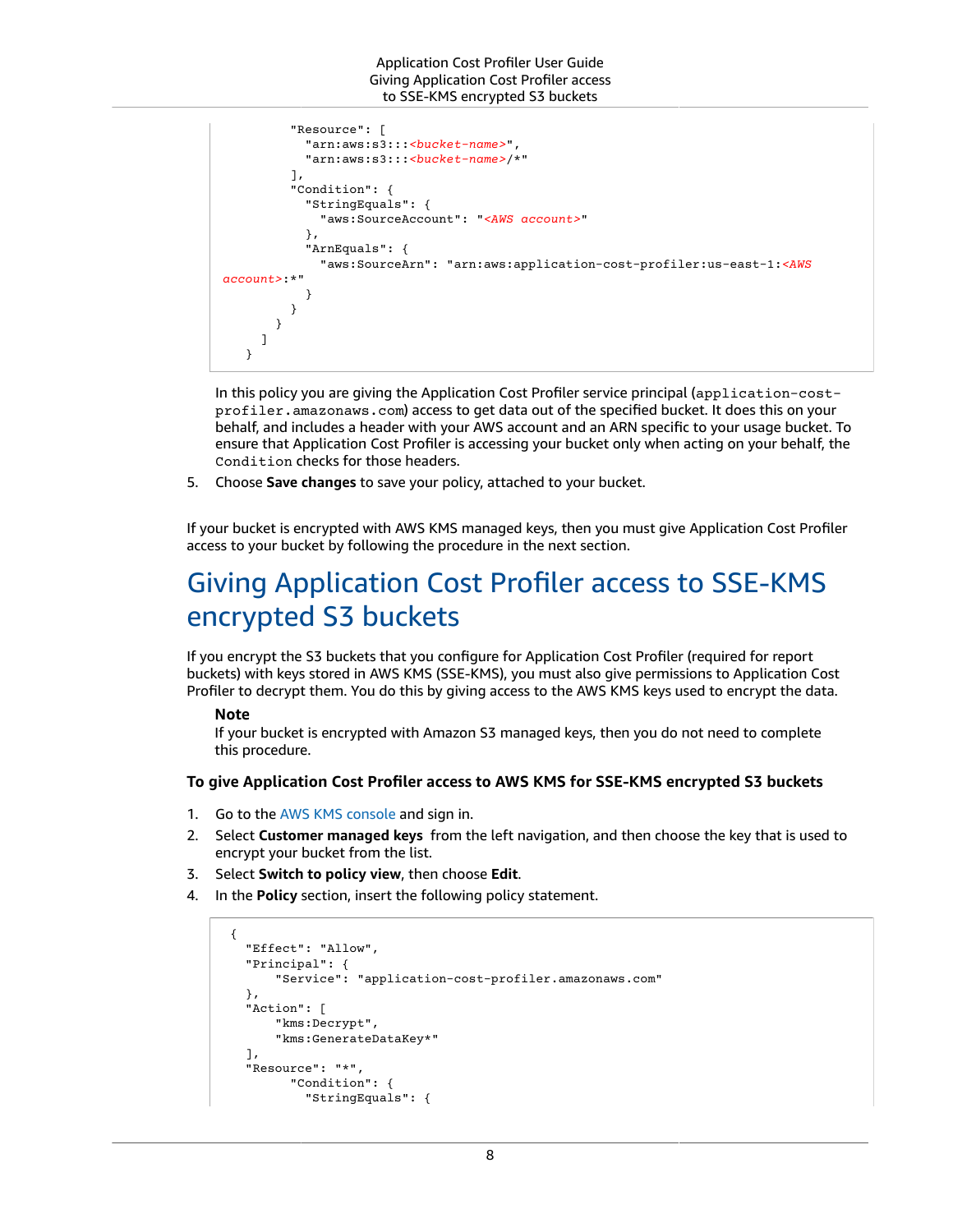```
        "Resource": [
          "arn:aws:s3:::<bucket-name>",
          "arn:aws:s3:::<bucket-name>/*"
        ],
        "Condition": {
          "StringEquals": {
            "aws:SourceAccount": "<AWS account>"
          },
          "ArnEquals": {
            "aws:SourceArn": "arn:aws:application-cost-profiler:us-east-1:<AWS account>:*"
          }
        }
      }
    ]
  }
```

In this policy you are giving the Application Cost Profiler service principal (`application-cost-profiler.amazonaws.com`) access to get data out of the specified bucket. It does this on your behalf, and includes a header with your AWS account and an ARN specific to your usage bucket. To ensure that Application Cost Profiler is accessing your bucket only when acting on your behalf, the `Condition` checks for those headers.

5. Choose **Save changes** to save your policy, attached to your bucket.

If your bucket is encrypted with AWS KMS managed keys, then you must give Application Cost Profiler access to your bucket by following the procedure in the next section.

# Giving Application Cost Profiler access to SSE-KMS encrypted S3 buckets

If you encrypt the S3 buckets that you configure for Application Cost Profiler (required for report buckets) with keys stored in AWS KMS (SSE-KMS), you must also give permissions to Application Cost Profiler to decrypt them. You do this by giving access to the AWS KMS keys used to encrypt the data.

> **Note**
> If your bucket is encrypted with Amazon S3 managed keys, then you do not need to complete this procedure.

### To give Application Cost Profiler access to AWS KMS for SSE-KMS encrypted S3 buckets

1. Go to the AWS KMS console and sign in.
2. Select **Customer managed keys** from the left navigation, and then choose the key that is used to encrypt your bucket from the list.
3. Select **Switch to policy view**, then choose **Edit**.
4. In the **Policy** section, insert the following policy statement.

```
{
  "Effect": "Allow",
  "Principal": {
      "Service": "application-cost-profiler.amazonaws.com"
  },
  "Action": [
      "kms:Decrypt",
      "kms:GenerateDataKey*"
  ],
  "Resource": "*",
        "Condition": {
          "StringEquals": {
```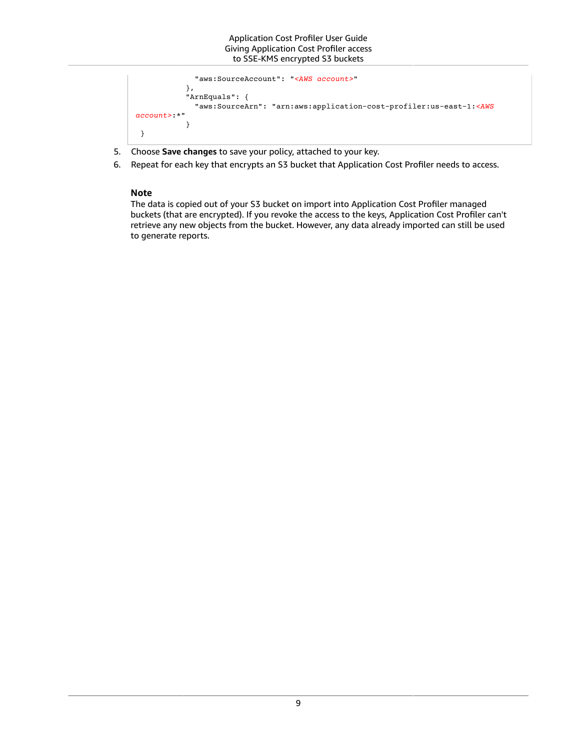```
            "aws:SourceAccount": "<AWS account>"
          },
          "ArnEquals": {
            "aws:SourceArn": "arn:aws:application-cost-profiler:us-east-1:<AWS account>:*"
          }
  }
```

5. Choose **Save changes** to save your policy, attached to your key.
6. Repeat for each key that encrypts an S3 bucket that Application Cost Profiler needs to access.

**Note**

The data is copied out of your S3 bucket on import into Application Cost Profiler managed buckets (that are encrypted). If you revoke the access to the keys, Application Cost Profiler can't retrieve any new objects from the bucket. However, any data already imported can still be used to generate reports.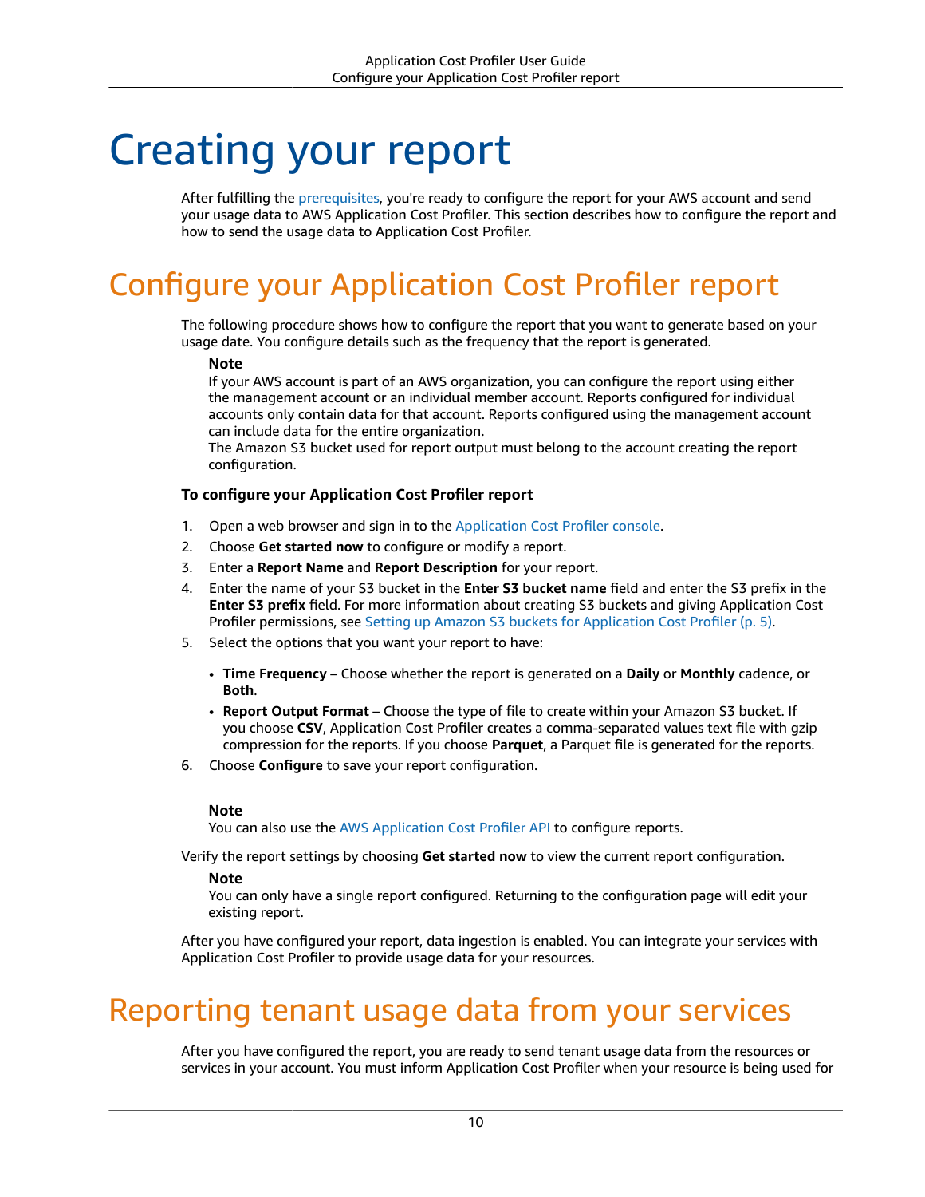# Creating your report

After fulfilling the prerequisites, you're ready to configure the report for your AWS account and send your usage data to AWS Application Cost Profiler. This section describes how to configure the report and how to send the usage data to Application Cost Profiler.

## Configure your Application Cost Profiler report

The following procedure shows how to configure the report that you want to generate based on your usage date. You configure details such as the frequency that the report is generated.

**Note**
If your AWS account is part of an AWS organization, you can configure the report using either the management account or an individual member account. Reports configured for individual accounts only contain data for that account. Reports configured using the management account can include data for the entire organization.
The Amazon S3 bucket used for report output must belong to the account creating the report configuration.

**To configure your Application Cost Profiler report**

1. Open a web browser and sign in to the Application Cost Profiler console.
2. Choose **Get started now** to configure or modify a report.
3. Enter a **Report Name** and **Report Description** for your report.
4. Enter the name of your S3 bucket in the **Enter S3 bucket name** field and enter the S3 prefix in the **Enter S3 prefix** field. For more information about creating S3 buckets and giving Application Cost Profiler permissions, see Setting up Amazon S3 buckets for Application Cost Profiler (p. 5).
5. Select the options that you want your report to have:
   - **Time Frequency** – Choose whether the report is generated on a **Daily** or **Monthly** cadence, or **Both**.
   - **Report Output Format** – Choose the type of file to create within your Amazon S3 bucket. If you choose **CSV**, Application Cost Profiler creates a comma-separated values text file with gzip compression for the reports. If you choose **Parquet**, a Parquet file is generated for the reports.
6. Choose **Configure** to save your report configuration.

**Note**
You can also use the AWS Application Cost Profiler API to configure reports.

Verify the report settings by choosing **Get started now** to view the current report configuration.

**Note**
You can only have a single report configured. Returning to the configuration page will edit your existing report.

After you have configured your report, data ingestion is enabled. You can integrate your services with Application Cost Profiler to provide usage data for your resources.

## Reporting tenant usage data from your services

After you have configured the report, you are ready to send tenant usage data from the resources or services in your account. You must inform Application Cost Profiler when your resource is being used for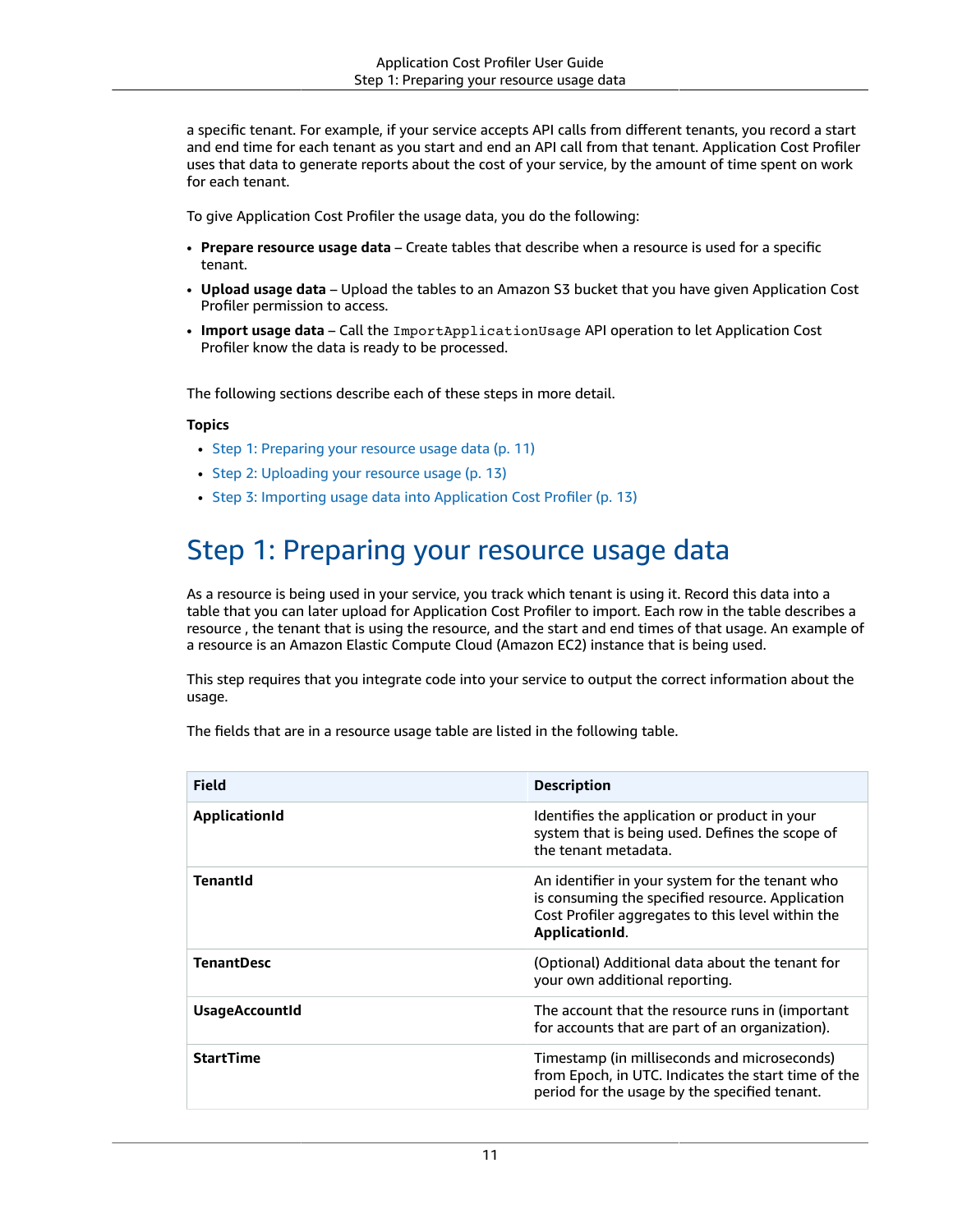a specific tenant. For example, if your service accepts API calls from different tenants, you record a start and end time for each tenant as you start and end an API call from that tenant. Application Cost Profiler uses that data to generate reports about the cost of your service, by the amount of time spent on work for each tenant.

To give Application Cost Profiler the usage data, you do the following:

- **Prepare resource usage data** – Create tables that describe when a resource is used for a specific tenant.
- **Upload usage data** – Upload the tables to an Amazon S3 bucket that you have given Application Cost Profiler permission to access.
- **Import usage data** – Call the `ImportApplicationUsage` API operation to let Application Cost Profiler know the data is ready to be processed.

The following sections describe each of these steps in more detail.

**Topics**

- Step 1: Preparing your resource usage data (p. 11)
- Step 2: Uploading your resource usage (p. 13)
- Step 3: Importing usage data into Application Cost Profiler (p. 13)

# Step 1: Preparing your resource usage data

As a resource is being used in your service, you track which tenant is using it. Record this data into a table that you can later upload for Application Cost Profiler to import. Each row in the table describes a resource , the tenant that is using the resource, and the start and end times of that usage. An example of a resource is an Amazon Elastic Compute Cloud (Amazon EC2) instance that is being used.

This step requires that you integrate code into your service to output the correct information about the usage.

The fields that are in a resource usage table are listed in the following table.

| Field | Description |
| --- | --- |
| **ApplicationId** | Identifies the application or product in your system that is being used. Defines the scope of the tenant metadata. |
| **TenantId** | An identifier in your system for the tenant who is consuming the specified resource. Application Cost Profiler aggregates to this level within the **ApplicationId**. |
| **TenantDesc** | (Optional) Additional data about the tenant for your own additional reporting. |
| **UsageAccountId** | The account that the resource runs in (important for accounts that are part of an organization). |
| **StartTime** | Timestamp (in milliseconds and microseconds) from Epoch, in UTC. Indicates the start time of the period for the usage by the specified tenant. |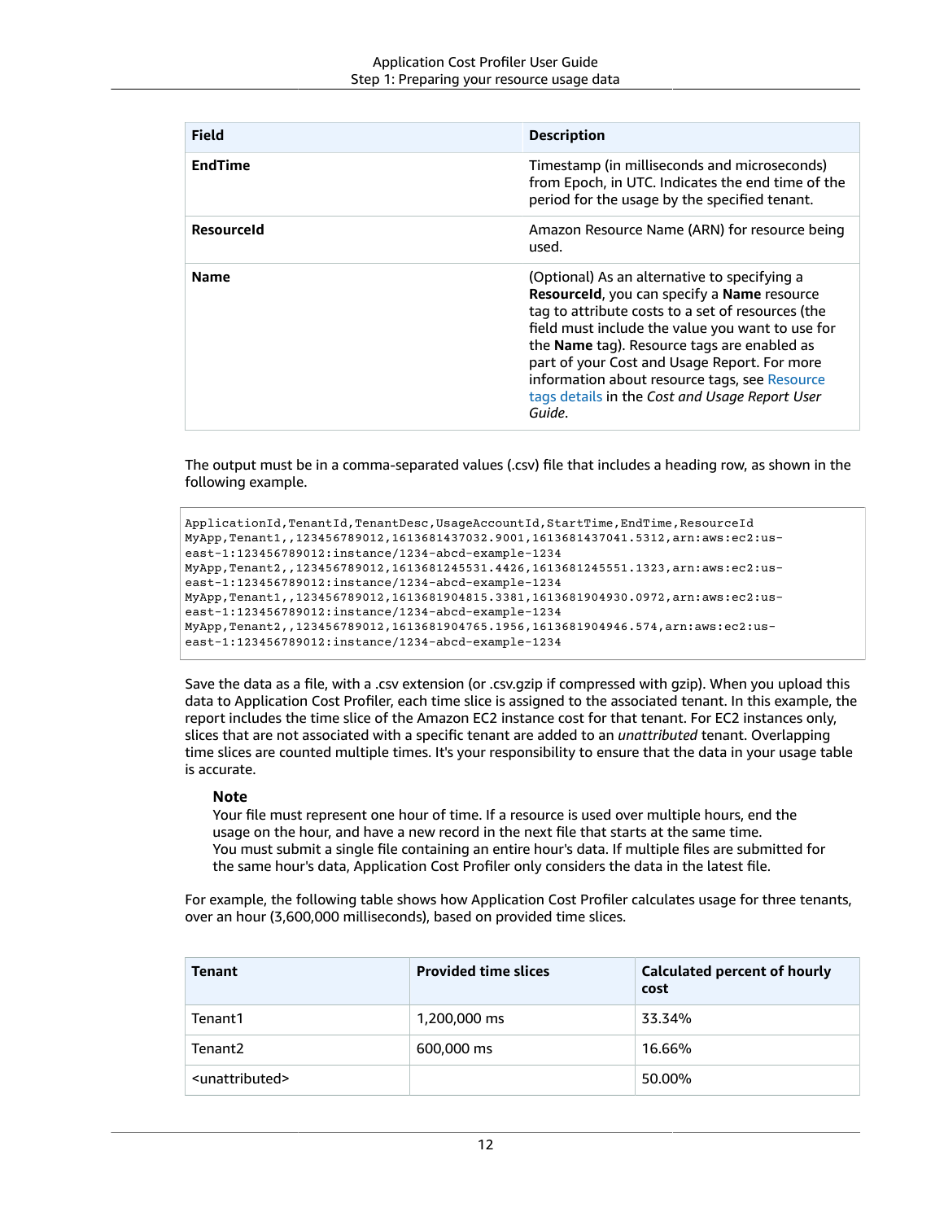| Field | Description |
| --- | --- |
| **EndTime** | Timestamp (in milliseconds and microseconds) from Epoch, in UTC. Indicates the end time of the period for the usage by the specified tenant. |
| **ResourceId** | Amazon Resource Name (ARN) for resource being used. |
| **Name** | (Optional) As an alternative to specifying a **ResourceId**, you can specify a **Name** resource tag to attribute costs to a set of resources (the field must include the value you want to use for the **Name** tag). Resource tags are enabled as part of your Cost and Usage Report. For more information about resource tags, see Resource tags details in the *Cost and Usage Report User Guide*. |

The output must be in a comma-separated values (.csv) file that includes a heading row, as shown in the following example.

```
ApplicationId,TenantId,TenantDesc,UsageAccountId,StartTime,EndTime,ResourceId
MyApp,Tenant1,,123456789012,1613681437032.9001,1613681437041.5312,arn:aws:ec2:us-east-1:123456789012:instance/1234-abcd-example-1234
MyApp,Tenant2,,123456789012,1613681245531.4426,1613681245551.1323,arn:aws:ec2:us-east-1:123456789012:instance/1234-abcd-example-1234
MyApp,Tenant1,,123456789012,1613681904815.3381,1613681904930.0972,arn:aws:ec2:us-east-1:123456789012:instance/1234-abcd-example-1234
MyApp,Tenant2,,123456789012,1613681904765.1956,1613681904946.574,arn:aws:ec2:us-east-1:123456789012:instance/1234-abcd-example-1234
```

Save the data as a file, with a .csv extension (or .csv.gzip if compressed with gzip). When you upload this data to Application Cost Profiler, each time slice is assigned to the associated tenant. In this example, the report includes the time slice of the Amazon EC2 instance cost for that tenant. For EC2 instances only, slices that are not associated with a specific tenant are added to an *unattributed* tenant. Overlapping time slices are counted multiple times. It's your responsibility to ensure that the data in your usage table is accurate.

> **Note**
>
> Your file must represent one hour of time. If a resource is used over multiple hours, end the usage on the hour, and have a new record in the next file that starts at the same time.
> You must submit a single file containing an entire hour's data. If multiple files are submitted for the same hour's data, Application Cost Profiler only considers the data in the latest file.

For example, the following table shows how Application Cost Profiler calculates usage for three tenants, over an hour (3,600,000 milliseconds), based on provided time slices.

| Tenant | Provided time slices | Calculated percent of hourly cost |
| --- | --- | --- |
| Tenant1 | 1,200,000 ms | 33.34% |
| Tenant2 | 600,000 ms | 16.66% |
| <unattributed> | | 50.00% |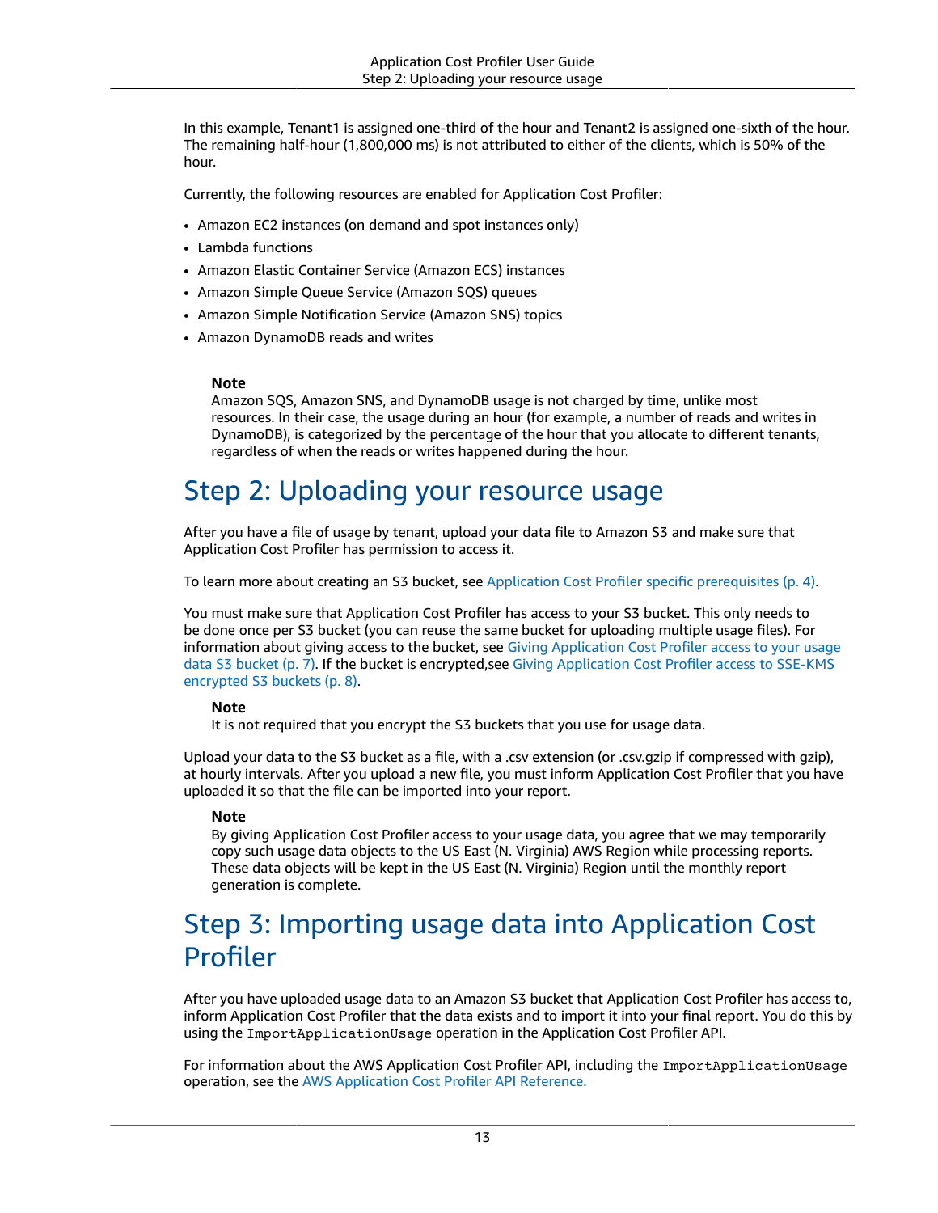In this example, Tenant1 is assigned one-third of the hour and Tenant2 is assigned one-sixth of the hour. The remaining half-hour (1,800,000 ms) is not attributed to either of the clients, which is 50% of the hour.

Currently, the following resources are enabled for Application Cost Profiler:

- Amazon EC2 instances (on demand and spot instances only)
- Lambda functions
- Amazon Elastic Container Service (Amazon ECS) instances
- Amazon Simple Queue Service (Amazon SQS) queues
- Amazon Simple Notification Service (Amazon SNS) topics
- Amazon DynamoDB reads and writes

> **Note**
> Amazon SQS, Amazon SNS, and DynamoDB usage is not charged by time, unlike most resources. In their case, the usage during an hour (for example, a number of reads and writes in DynamoDB), is categorized by the percentage of the hour that you allocate to different tenants, regardless of when the reads or writes happened during the hour.

# Step 2: Uploading your resource usage

After you have a file of usage by tenant, upload your data file to Amazon S3 and make sure that Application Cost Profiler has permission to access it.

To learn more about creating an S3 bucket, see Application Cost Profiler specific prerequisites (p. 4).

You must make sure that Application Cost Profiler has access to your S3 bucket. This only needs to be done once per S3 bucket (you can reuse the same bucket for uploading multiple usage files). For information about giving access to the bucket, see Giving Application Cost Profiler access to your usage data S3 bucket (p. 7). If the bucket is encrypted,see Giving Application Cost Profiler access to SSE-KMS encrypted S3 buckets (p. 8).

> **Note**
> It is not required that you encrypt the S3 buckets that you use for usage data.

Upload your data to the S3 bucket as a file, with a .csv extension (or .csv.gzip if compressed with gzip), at hourly intervals. After you upload a new file, you must inform Application Cost Profiler that you have uploaded it so that the file can be imported into your report.

> **Note**
> By giving Application Cost Profiler access to your usage data, you agree that we may temporarily copy such usage data objects to the US East (N. Virginia) AWS Region while processing reports. These data objects will be kept in the US East (N. Virginia) Region until the monthly report generation is complete.

# Step 3: Importing usage data into Application Cost Profiler

After you have uploaded usage data to an Amazon S3 bucket that Application Cost Profiler has access to, inform Application Cost Profiler that the data exists and to import it into your final report. You do this by using the `ImportApplicationUsage` operation in the Application Cost Profiler API.

For information about the AWS Application Cost Profiler API, including the `ImportApplicationUsage` operation, see the AWS Application Cost Profiler API Reference.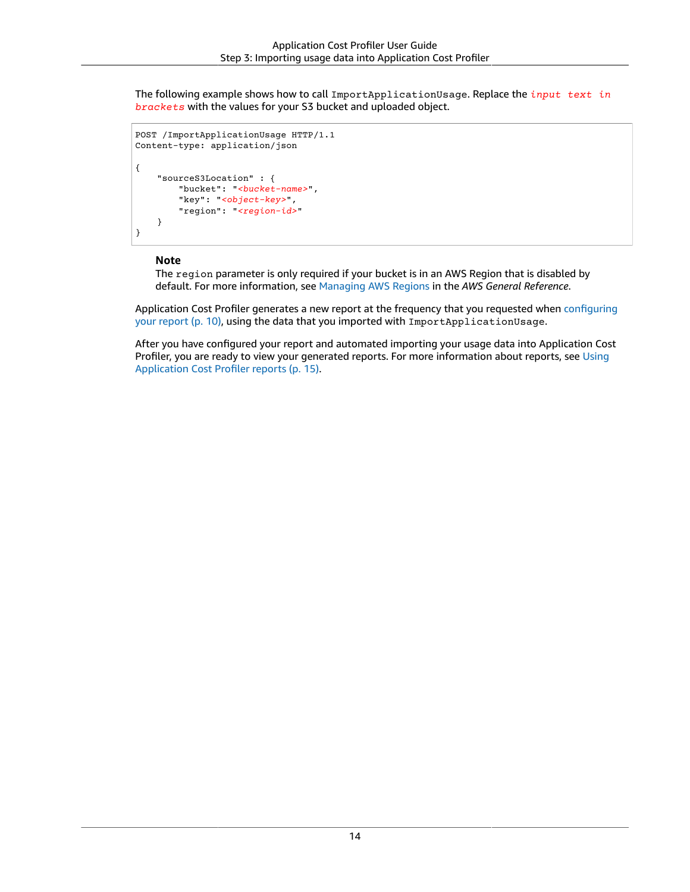The following example shows how to call `ImportApplicationUsage`. Replace the *input text in brackets* with the values for your S3 bucket and uploaded object.

```
POST /ImportApplicationUsage HTTP/1.1
Content-type: application/json

{
    "sourceS3Location" : {
        "bucket": "<bucket-name>",
        "key": "<object-key>",
        "region": "<region-id>"
    }
}
```

> **Note**
> The `region` parameter is only required if your bucket is in an AWS Region that is disabled by default. For more information, see Managing AWS Regions in the *AWS General Reference*.

Application Cost Profiler generates a new report at the frequency that you requested when configuring your report (p. 10), using the data that you imported with `ImportApplicationUsage`.

After you have configured your report and automated importing your usage data into Application Cost Profiler, you are ready to view your generated reports. For more information about reports, see Using Application Cost Profiler reports (p. 15).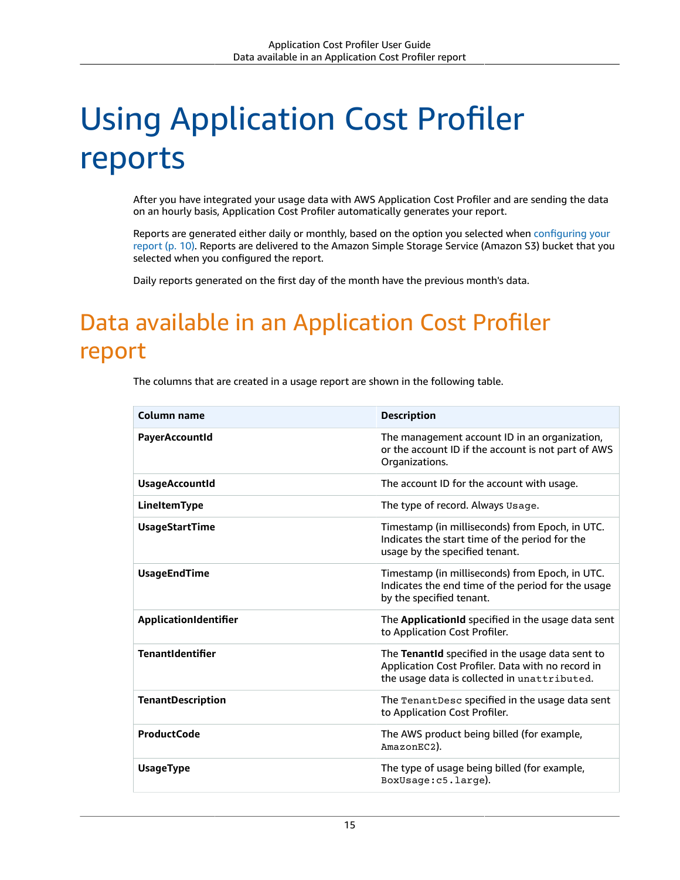# Using Application Cost Profiler reports

After you have integrated your usage data with AWS Application Cost Profiler and are sending the data on an hourly basis, Application Cost Profiler automatically generates your report.

Reports are generated either daily or monthly, based on the option you selected when configuring your report (p. 10). Reports are delivered to the Amazon Simple Storage Service (Amazon S3) bucket that you selected when you configured the report.

Daily reports generated on the first day of the month have the previous month's data.

## Data available in an Application Cost Profiler report

The columns that are created in a usage report are shown in the following table.

| Column name | Description |
| --- | --- |
| **PayerAccountId** | The management account ID in an organization, or the account ID if the account is not part of AWS Organizations. |
| **UsageAccountId** | The account ID for the account with usage. |
| **LineItemType** | The type of record. Always `Usage`. |
| **UsageStartTime** | Timestamp (in milliseconds) from Epoch, in UTC. Indicates the start time of the period for the usage by the specified tenant. |
| **UsageEndTime** | Timestamp (in milliseconds) from Epoch, in UTC. Indicates the end time of the period for the usage by the specified tenant. |
| **ApplicationIdentifier** | The **ApplicationId** specified in the usage data sent to Application Cost Profiler. |
| **TenantIdentifier** | The **TenantId** specified in the usage data sent to Application Cost Profiler. Data with no record in the usage data is collected in `unattributed`. |
| **TenantDescription** | The `TenantDesc` specified in the usage data sent to Application Cost Profiler. |
| **ProductCode** | The AWS product being billed (for example, `AmazonEC2`). |
| **UsageType** | The type of usage being billed (for example, `BoxUsage:c5.large`). |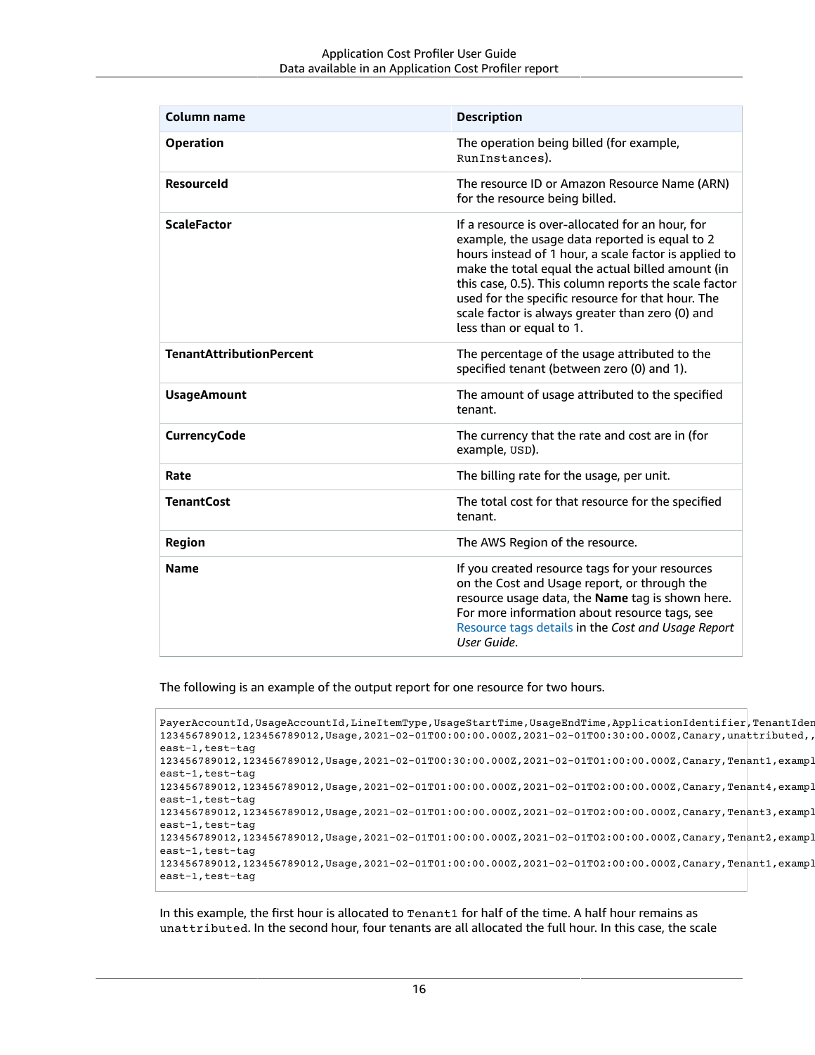| Column name | Description |
| --- | --- |
| **Operation** | The operation being billed (for example, `RunInstances`). |
| **ResourceId** | The resource ID or Amazon Resource Name (ARN) for the resource being billed. |
| **ScaleFactor** | If a resource is over-allocated for an hour, for example, the usage data reported is equal to 2 hours instead of 1 hour, a scale factor is applied to make the total equal the actual billed amount (in this case, 0.5). This column reports the scale factor used for the specific resource for that hour. The scale factor is always greater than zero (0) and less than or equal to 1. |
| **TenantAttributionPercent** | The percentage of the usage attributed to the specified tenant (between zero (0) and 1). |
| **UsageAmount** | The amount of usage attributed to the specified tenant. |
| **CurrencyCode** | The currency that the rate and cost are in (for example, `USD`). |
| **Rate** | The billing rate for the usage, per unit. |
| **TenantCost** | The total cost for that resource for the specified tenant. |
| **Region** | The AWS Region of the resource. |
| **Name** | If you created resource tags for your resources on the Cost and Usage report, or through the resource usage data, the **Name** tag is shown here. For more information about resource tags, see Resource tags details in the *Cost and Usage Report User Guide*. |

The following is an example of the output report for one resource for two hours.

```
PayerAccountId,UsageAccountId,LineItemType,UsageStartTime,UsageEndTime,ApplicationIdentifier,TenantIden
123456789012,123456789012,Usage,2021-02-01T00:00:00.000Z,2021-02-01T00:30:00.000Z,Canary,unattributed,,
east-1,test-tag
123456789012,123456789012,Usage,2021-02-01T00:30:00.000Z,2021-02-01T01:00:00.000Z,Canary,Tenant1,exampl
east-1,test-tag
123456789012,123456789012,Usage,2021-02-01T01:00:00.000Z,2021-02-01T02:00:00.000Z,Canary,Tenant4,exampl
east-1,test-tag
123456789012,123456789012,Usage,2021-02-01T01:00:00.000Z,2021-02-01T02:00:00.000Z,Canary,Tenant3,exampl
east-1,test-tag
123456789012,123456789012,Usage,2021-02-01T01:00:00.000Z,2021-02-01T02:00:00.000Z,Canary,Tenant2,exampl
east-1,test-tag
123456789012,123456789012,Usage,2021-02-01T01:00:00.000Z,2021-02-01T02:00:00.000Z,Canary,Tenant1,exampl
east-1,test-tag
```

In this example, the first hour is allocated to `Tenant1` for half of the time. A half hour remains as `unattributed`. In the second hour, four tenants are all allocated the full hour. In this case, the scale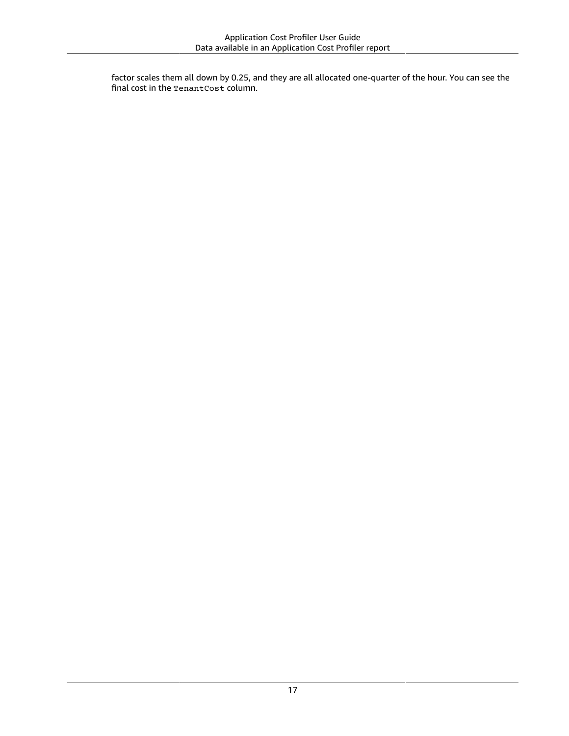factor scales them all down by 0.25, and they are all allocated one-quarter of the hour. You can see the final cost in the `TenantCost` column.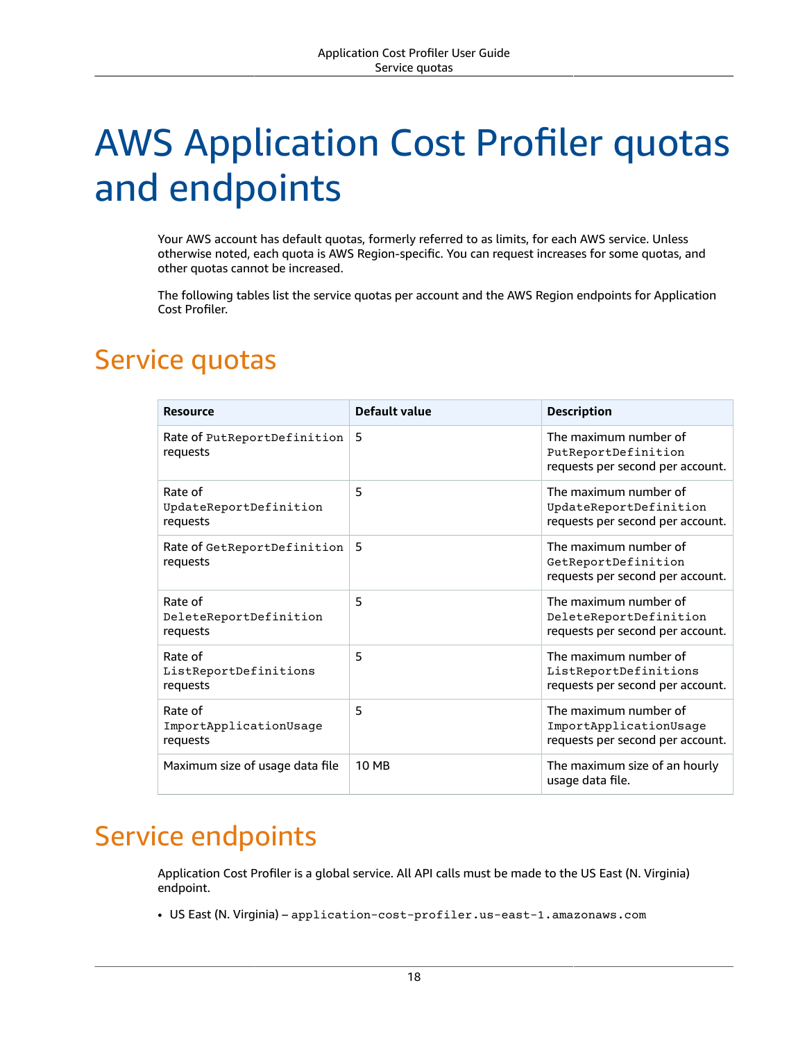# AWS Application Cost Profiler quotas and endpoints

Your AWS account has default quotas, formerly referred to as limits, for each AWS service. Unless otherwise noted, each quota is AWS Region-specific. You can request increases for some quotas, and other quotas cannot be increased.

The following tables list the service quotas per account and the AWS Region endpoints for Application Cost Profiler.

## Service quotas

| Resource | Default value | Description |
| --- | --- | --- |
| Rate of `PutReportDefinition` requests | 5 | The maximum number of `PutReportDefinition` requests per second per account. |
| Rate of `UpdateReportDefinition` requests | 5 | The maximum number of `UpdateReportDefinition` requests per second per account. |
| Rate of `GetReportDefinition` requests | 5 | The maximum number of `GetReportDefinition` requests per second per account. |
| Rate of `DeleteReportDefinition` requests | 5 | The maximum number of `DeleteReportDefinition` requests per second per account. |
| Rate of `ListReportDefinitions` requests | 5 | The maximum number of `ListReportDefinitions` requests per second per account. |
| Rate of `ImportApplicationUsage` requests | 5 | The maximum number of `ImportApplicationUsage` requests per second per account. |
| Maximum size of usage data file | 10 MB | The maximum size of an hourly usage data file. |

## Service endpoints

Application Cost Profiler is a global service. All API calls must be made to the US East (N. Virginia) endpoint.

- US East (N. Virginia) – `application-cost-profiler.us-east-1.amazonaws.com`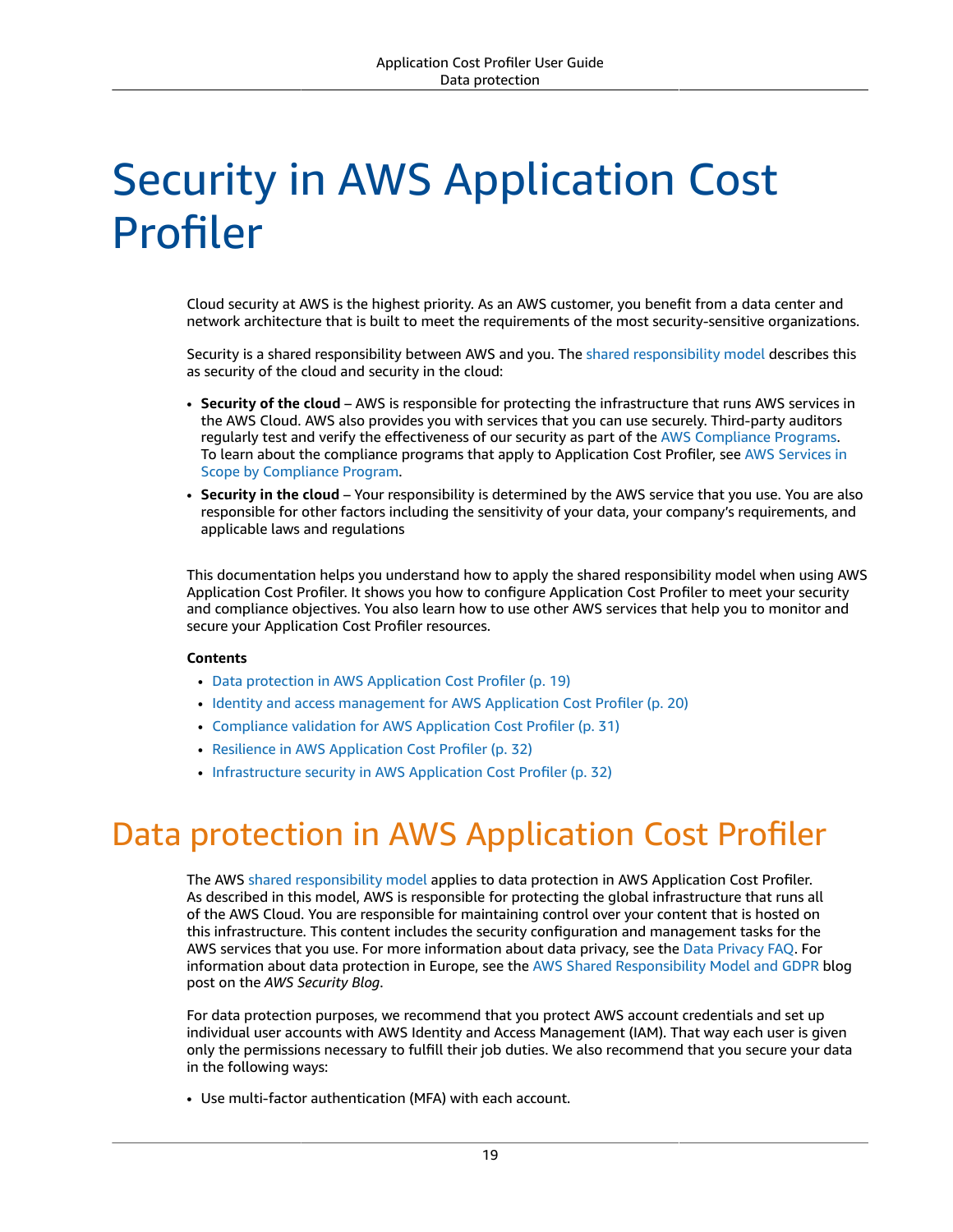# Security in AWS Application Cost Profiler

Cloud security at AWS is the highest priority. As an AWS customer, you benefit from a data center and network architecture that is built to meet the requirements of the most security-sensitive organizations.

Security is a shared responsibility between AWS and you. The shared responsibility model describes this as security of the cloud and security in the cloud:

- **Security of the cloud** – AWS is responsible for protecting the infrastructure that runs AWS services in the AWS Cloud. AWS also provides you with services that you can use securely. Third-party auditors regularly test and verify the effectiveness of our security as part of the AWS Compliance Programs. To learn about the compliance programs that apply to Application Cost Profiler, see AWS Services in Scope by Compliance Program.
- **Security in the cloud** – Your responsibility is determined by the AWS service that you use. You are also responsible for other factors including the sensitivity of your data, your company's requirements, and applicable laws and regulations

This documentation helps you understand how to apply the shared responsibility model when using AWS Application Cost Profiler. It shows you how to configure Application Cost Profiler to meet your security and compliance objectives. You also learn how to use other AWS services that help you to monitor and secure your Application Cost Profiler resources.

**Contents**

- Data protection in AWS Application Cost Profiler (p. 19)
- Identity and access management for AWS Application Cost Profiler (p. 20)
- Compliance validation for AWS Application Cost Profiler (p. 31)
- Resilience in AWS Application Cost Profiler (p. 32)
- Infrastructure security in AWS Application Cost Profiler (p. 32)

## Data protection in AWS Application Cost Profiler

The AWS shared responsibility model applies to data protection in AWS Application Cost Profiler. As described in this model, AWS is responsible for protecting the global infrastructure that runs all of the AWS Cloud. You are responsible for maintaining control over your content that is hosted on this infrastructure. This content includes the security configuration and management tasks for the AWS services that you use. For more information about data privacy, see the Data Privacy FAQ. For information about data protection in Europe, see the AWS Shared Responsibility Model and GDPR blog post on the *AWS Security Blog*.

For data protection purposes, we recommend that you protect AWS account credentials and set up individual user accounts with AWS Identity and Access Management (IAM). That way each user is given only the permissions necessary to fulfill their job duties. We also recommend that you secure your data in the following ways:

- Use multi-factor authentication (MFA) with each account.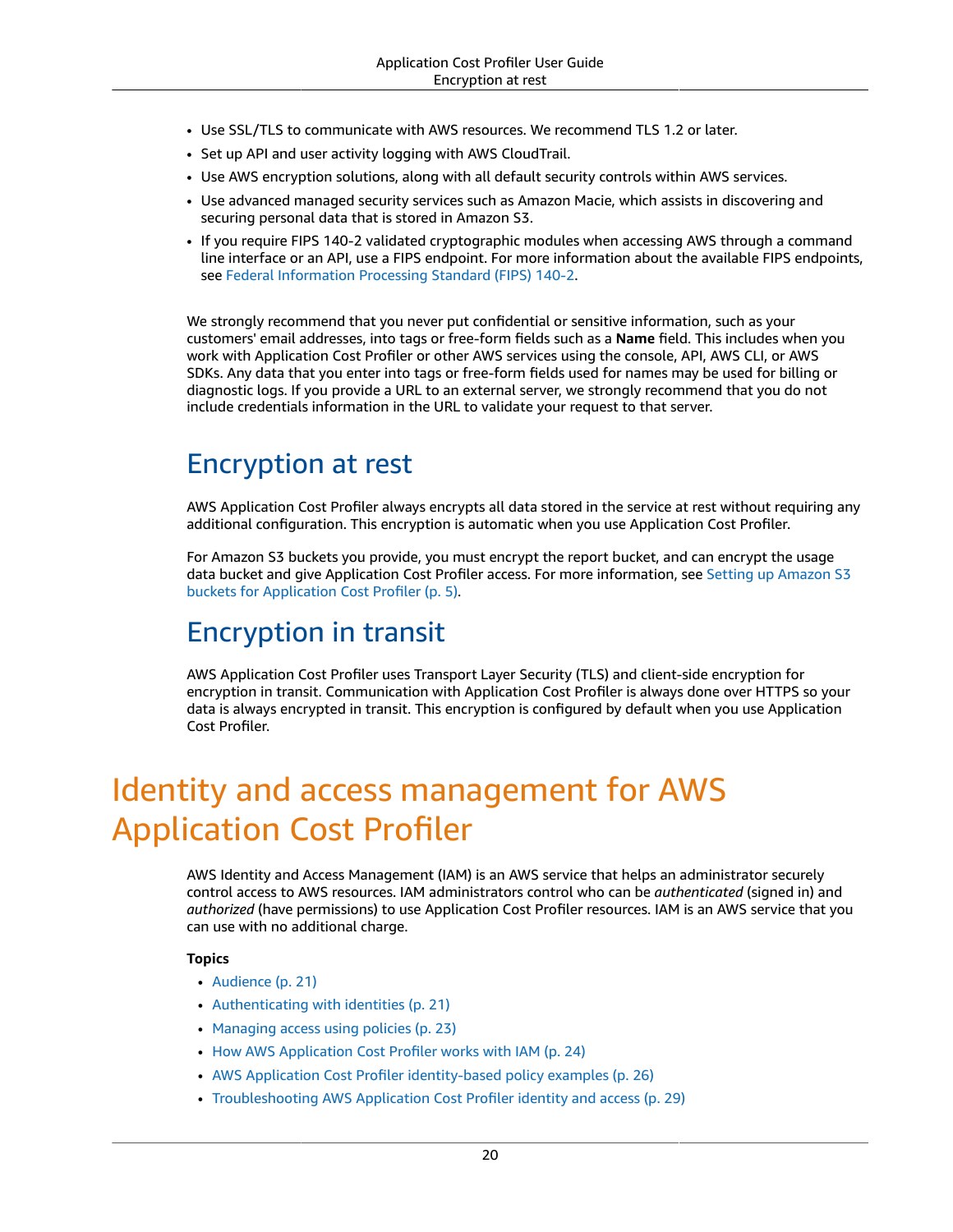- Use SSL/TLS to communicate with AWS resources. We recommend TLS 1.2 or later.
- Set up API and user activity logging with AWS CloudTrail.
- Use AWS encryption solutions, along with all default security controls within AWS services.
- Use advanced managed security services such as Amazon Macie, which assists in discovering and securing personal data that is stored in Amazon S3.
- If you require FIPS 140-2 validated cryptographic modules when accessing AWS through a command line interface or an API, use a FIPS endpoint. For more information about the available FIPS endpoints, see Federal Information Processing Standard (FIPS) 140-2.

We strongly recommend that you never put confidential or sensitive information, such as your customers' email addresses, into tags or free-form fields such as a **Name** field. This includes when you work with Application Cost Profiler or other AWS services using the console, API, AWS CLI, or AWS SDKs. Any data that you enter into tags or free-form fields used for names may be used for billing or diagnostic logs. If you provide a URL to an external server, we strongly recommend that you do not include credentials information in the URL to validate your request to that server.

## Encryption at rest

AWS Application Cost Profiler always encrypts all data stored in the service at rest without requiring any additional configuration. This encryption is automatic when you use Application Cost Profiler.

For Amazon S3 buckets you provide, you must encrypt the report bucket, and can encrypt the usage data bucket and give Application Cost Profiler access. For more information, see Setting up Amazon S3 buckets for Application Cost Profiler (p. 5).

## Encryption in transit

AWS Application Cost Profiler uses Transport Layer Security (TLS) and client-side encryption for encryption in transit. Communication with Application Cost Profiler is always done over HTTPS so your data is always encrypted in transit. This encryption is configured by default when you use Application Cost Profiler.

# Identity and access management for AWS Application Cost Profiler

AWS Identity and Access Management (IAM) is an AWS service that helps an administrator securely control access to AWS resources. IAM administrators control who can be *authenticated* (signed in) and *authorized* (have permissions) to use Application Cost Profiler resources. IAM is an AWS service that you can use with no additional charge.

**Topics**

- Audience (p. 21)
- Authenticating with identities (p. 21)
- Managing access using policies (p. 23)
- How AWS Application Cost Profiler works with IAM (p. 24)
- AWS Application Cost Profiler identity-based policy examples (p. 26)
- Troubleshooting AWS Application Cost Profiler identity and access (p. 29)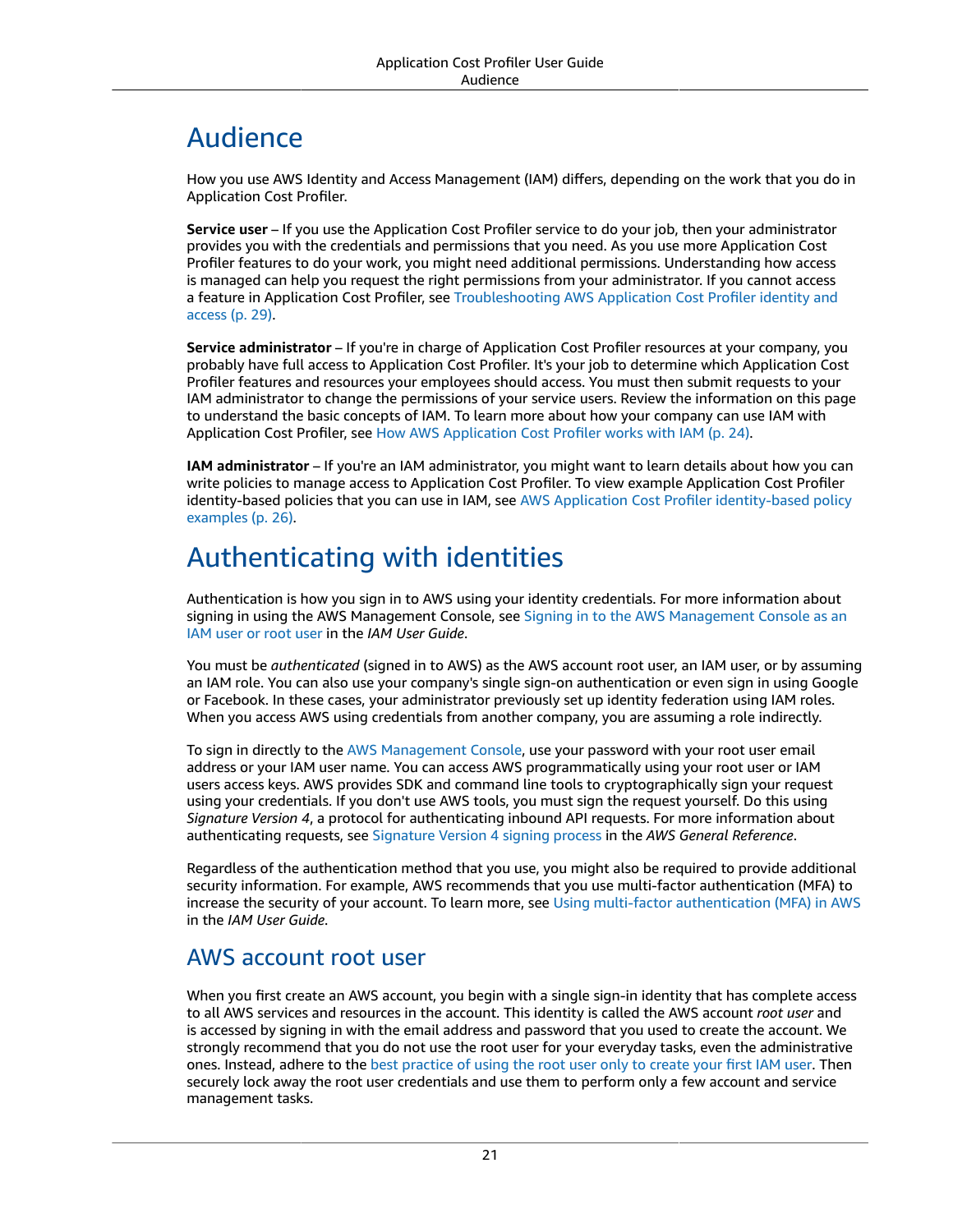# Audience

How you use AWS Identity and Access Management (IAM) differs, depending on the work that you do in Application Cost Profiler.

**Service user** – If you use the Application Cost Profiler service to do your job, then your administrator provides you with the credentials and permissions that you need. As you use more Application Cost Profiler features to do your work, you might need additional permissions. Understanding how access is managed can help you request the right permissions from your administrator. If you cannot access a feature in Application Cost Profiler, see Troubleshooting AWS Application Cost Profiler identity and access (p. 29).

**Service administrator** – If you're in charge of Application Cost Profiler resources at your company, you probably have full access to Application Cost Profiler. It's your job to determine which Application Cost Profiler features and resources your employees should access. You must then submit requests to your IAM administrator to change the permissions of your service users. Review the information on this page to understand the basic concepts of IAM. To learn more about how your company can use IAM with Application Cost Profiler, see How AWS Application Cost Profiler works with IAM (p. 24).

**IAM administrator** – If you're an IAM administrator, you might want to learn details about how you can write policies to manage access to Application Cost Profiler. To view example Application Cost Profiler identity-based policies that you can use in IAM, see AWS Application Cost Profiler identity-based policy examples (p. 26).

# Authenticating with identities

Authentication is how you sign in to AWS using your identity credentials. For more information about signing in using the AWS Management Console, see Signing in to the AWS Management Console as an IAM user or root user in the *IAM User Guide*.

You must be *authenticated* (signed in to AWS) as the AWS account root user, an IAM user, or by assuming an IAM role. You can also use your company's single sign-on authentication or even sign in using Google or Facebook. In these cases, your administrator previously set up identity federation using IAM roles. When you access AWS using credentials from another company, you are assuming a role indirectly.

To sign in directly to the AWS Management Console, use your password with your root user email address or your IAM user name. You can access AWS programmatically using your root user or IAM users access keys. AWS provides SDK and command line tools to cryptographically sign your request using your credentials. If you don't use AWS tools, you must sign the request yourself. Do this using *Signature Version 4*, a protocol for authenticating inbound API requests. For more information about authenticating requests, see Signature Version 4 signing process in the *AWS General Reference*.

Regardless of the authentication method that you use, you might also be required to provide additional security information. For example, AWS recommends that you use multi-factor authentication (MFA) to increase the security of your account. To learn more, see Using multi-factor authentication (MFA) in AWS in the *IAM User Guide*.

## AWS account root user

When you first create an AWS account, you begin with a single sign-in identity that has complete access to all AWS services and resources in the account. This identity is called the AWS account *root user* and is accessed by signing in with the email address and password that you used to create the account. We strongly recommend that you do not use the root user for your everyday tasks, even the administrative ones. Instead, adhere to the best practice of using the root user only to create your first IAM user. Then securely lock away the root user credentials and use them to perform only a few account and service management tasks.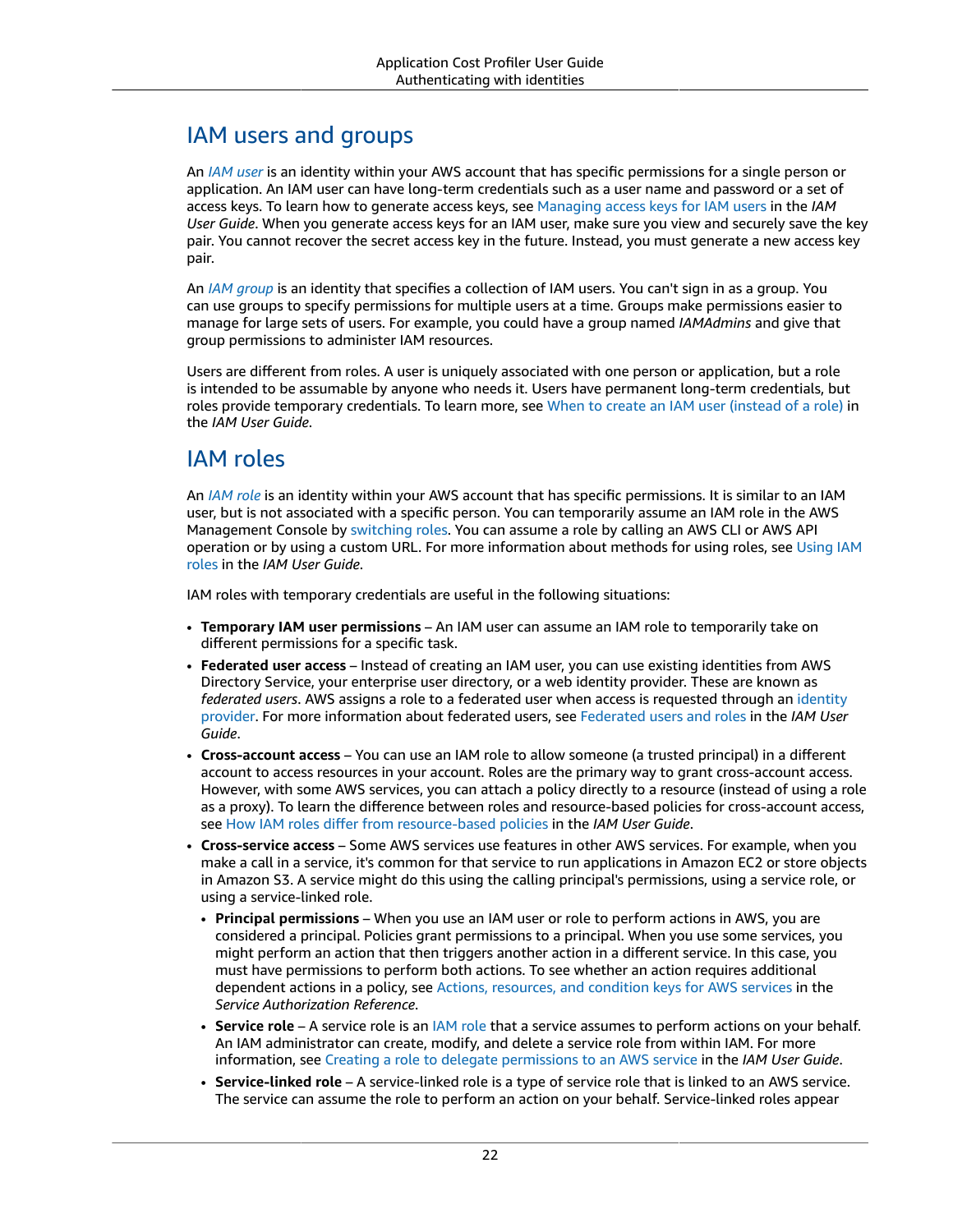## IAM users and groups

An *IAM user* is an identity within your AWS account that has specific permissions for a single person or application. An IAM user can have long-term credentials such as a user name and password or a set of access keys. To learn how to generate access keys, see Managing access keys for IAM users in the *IAM User Guide*. When you generate access keys for an IAM user, make sure you view and securely save the key pair. You cannot recover the secret access key in the future. Instead, you must generate a new access key pair.

An *IAM group* is an identity that specifies a collection of IAM users. You can't sign in as a group. You can use groups to specify permissions for multiple users at a time. Groups make permissions easier to manage for large sets of users. For example, you could have a group named *IAMAdmins* and give that group permissions to administer IAM resources.

Users are different from roles. A user is uniquely associated with one person or application, but a role is intended to be assumable by anyone who needs it. Users have permanent long-term credentials, but roles provide temporary credentials. To learn more, see When to create an IAM user (instead of a role) in the *IAM User Guide*.

## IAM roles

An *IAM role* is an identity within your AWS account that has specific permissions. It is similar to an IAM user, but is not associated with a specific person. You can temporarily assume an IAM role in the AWS Management Console by switching roles. You can assume a role by calling an AWS CLI or AWS API operation or by using a custom URL. For more information about methods for using roles, see Using IAM roles in the *IAM User Guide*.

IAM roles with temporary credentials are useful in the following situations:

- **Temporary IAM user permissions** – An IAM user can assume an IAM role to temporarily take on different permissions for a specific task.
- **Federated user access** – Instead of creating an IAM user, you can use existing identities from AWS Directory Service, your enterprise user directory, or a web identity provider. These are known as *federated users*. AWS assigns a role to a federated user when access is requested through an identity provider. For more information about federated users, see Federated users and roles in the *IAM User Guide*.
- **Cross-account access** – You can use an IAM role to allow someone (a trusted principal) in a different account to access resources in your account. Roles are the primary way to grant cross-account access. However, with some AWS services, you can attach a policy directly to a resource (instead of using a role as a proxy). To learn the difference between roles and resource-based policies for cross-account access, see How IAM roles differ from resource-based policies in the *IAM User Guide*.
- **Cross-service access** – Some AWS services use features in other AWS services. For example, when you make a call in a service, it's common for that service to run applications in Amazon EC2 or store objects in Amazon S3. A service might do this using the calling principal's permissions, using a service role, or using a service-linked role.
  - **Principal permissions** – When you use an IAM user or role to perform actions in AWS, you are considered a principal. Policies grant permissions to a principal. When you use some services, you might perform an action that then triggers another action in a different service. In this case, you must have permissions to perform both actions. To see whether an action requires additional dependent actions in a policy, see Actions, resources, and condition keys for AWS services in the *Service Authorization Reference*.
  - **Service role** – A service role is an IAM role that a service assumes to perform actions on your behalf. An IAM administrator can create, modify, and delete a service role from within IAM. For more information, see Creating a role to delegate permissions to an AWS service in the *IAM User Guide*.
  - **Service-linked role** – A service-linked role is a type of service role that is linked to an AWS service. The service can assume the role to perform an action on your behalf. Service-linked roles appear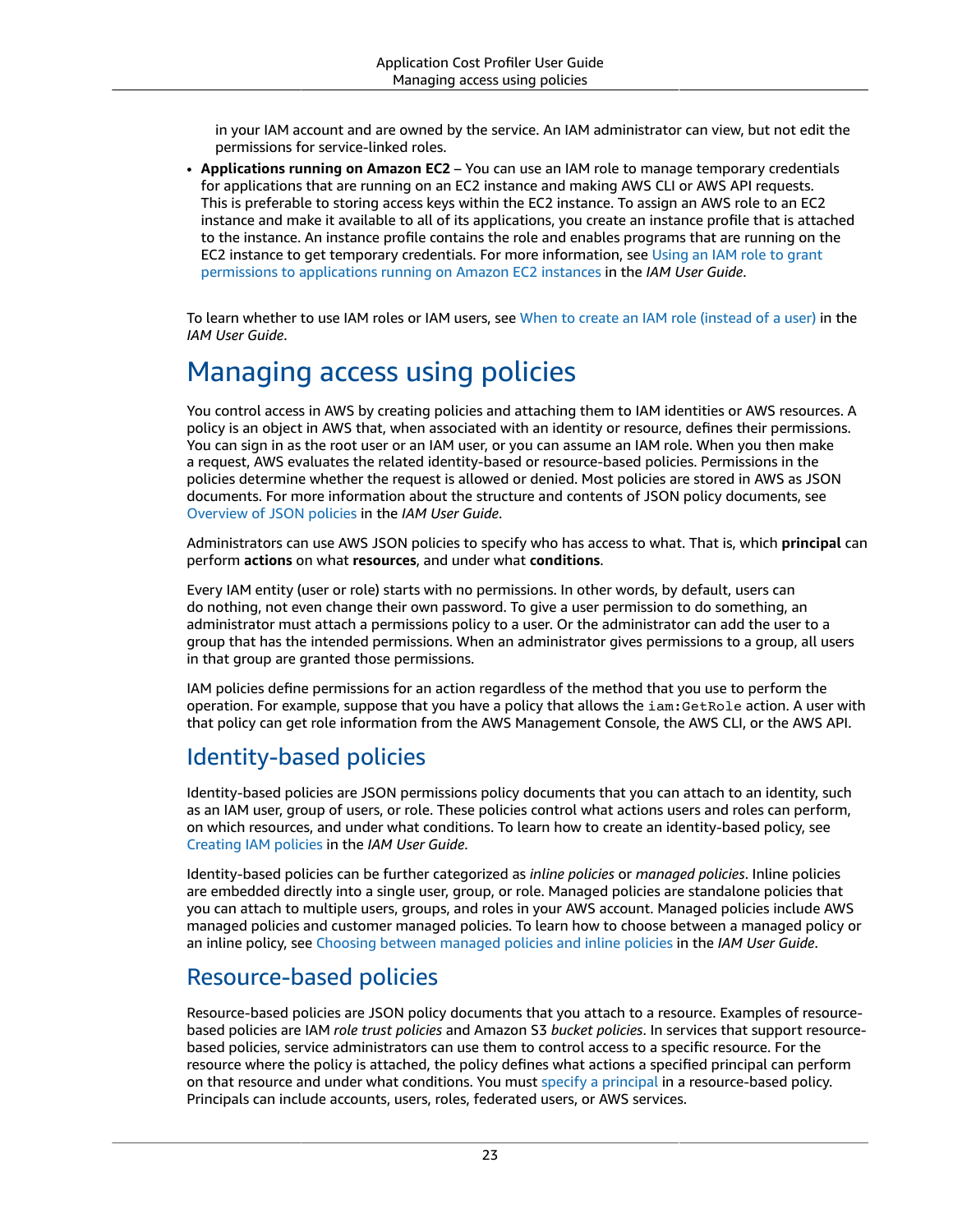in your IAM account and are owned by the service. An IAM administrator can view, but not edit the permissions for service-linked roles.

- **Applications running on Amazon EC2** – You can use an IAM role to manage temporary credentials for applications that are running on an EC2 instance and making AWS CLI or AWS API requests. This is preferable to storing access keys within the EC2 instance. To assign an AWS role to an EC2 instance and make it available to all of its applications, you create an instance profile that is attached to the instance. An instance profile contains the role and enables programs that are running on the EC2 instance to get temporary credentials. For more information, see Using an IAM role to grant permissions to applications running on Amazon EC2 instances in the *IAM User Guide*.

To learn whether to use IAM roles or IAM users, see When to create an IAM role (instead of a user) in the *IAM User Guide*.

# Managing access using policies

You control access in AWS by creating policies and attaching them to IAM identities or AWS resources. A policy is an object in AWS that, when associated with an identity or resource, defines their permissions. You can sign in as the root user or an IAM user, or you can assume an IAM role. When you then make a request, AWS evaluates the related identity-based or resource-based policies. Permissions in the policies determine whether the request is allowed or denied. Most policies are stored in AWS as JSON documents. For more information about the structure and contents of JSON policy documents, see Overview of JSON policies in the *IAM User Guide*.

Administrators can use AWS JSON policies to specify who has access to what. That is, which **principal** can perform **actions** on what **resources**, and under what **conditions**.

Every IAM entity (user or role) starts with no permissions. In other words, by default, users can do nothing, not even change their own password. To give a user permission to do something, an administrator must attach a permissions policy to a user. Or the administrator can add the user to a group that has the intended permissions. When an administrator gives permissions to a group, all users in that group are granted those permissions.

IAM policies define permissions for an action regardless of the method that you use to perform the operation. For example, suppose that you have a policy that allows the `iam:GetRole` action. A user with that policy can get role information from the AWS Management Console, the AWS CLI, or the AWS API.

## Identity-based policies

Identity-based policies are JSON permissions policy documents that you can attach to an identity, such as an IAM user, group of users, or role. These policies control what actions users and roles can perform, on which resources, and under what conditions. To learn how to create an identity-based policy, see Creating IAM policies in the *IAM User Guide*.

Identity-based policies can be further categorized as *inline policies* or *managed policies*. Inline policies are embedded directly into a single user, group, or role. Managed policies are standalone policies that you can attach to multiple users, groups, and roles in your AWS account. Managed policies include AWS managed policies and customer managed policies. To learn how to choose between a managed policy or an inline policy, see Choosing between managed policies and inline policies in the *IAM User Guide*.

## Resource-based policies

Resource-based policies are JSON policy documents that you attach to a resource. Examples of resource-based policies are IAM *role trust policies* and Amazon S3 *bucket policies*. In services that support resource-based policies, service administrators can use them to control access to a specific resource. For the resource where the policy is attached, the policy defines what actions a specified principal can perform on that resource and under what conditions. You must specify a principal in a resource-based policy. Principals can include accounts, users, roles, federated users, or AWS services.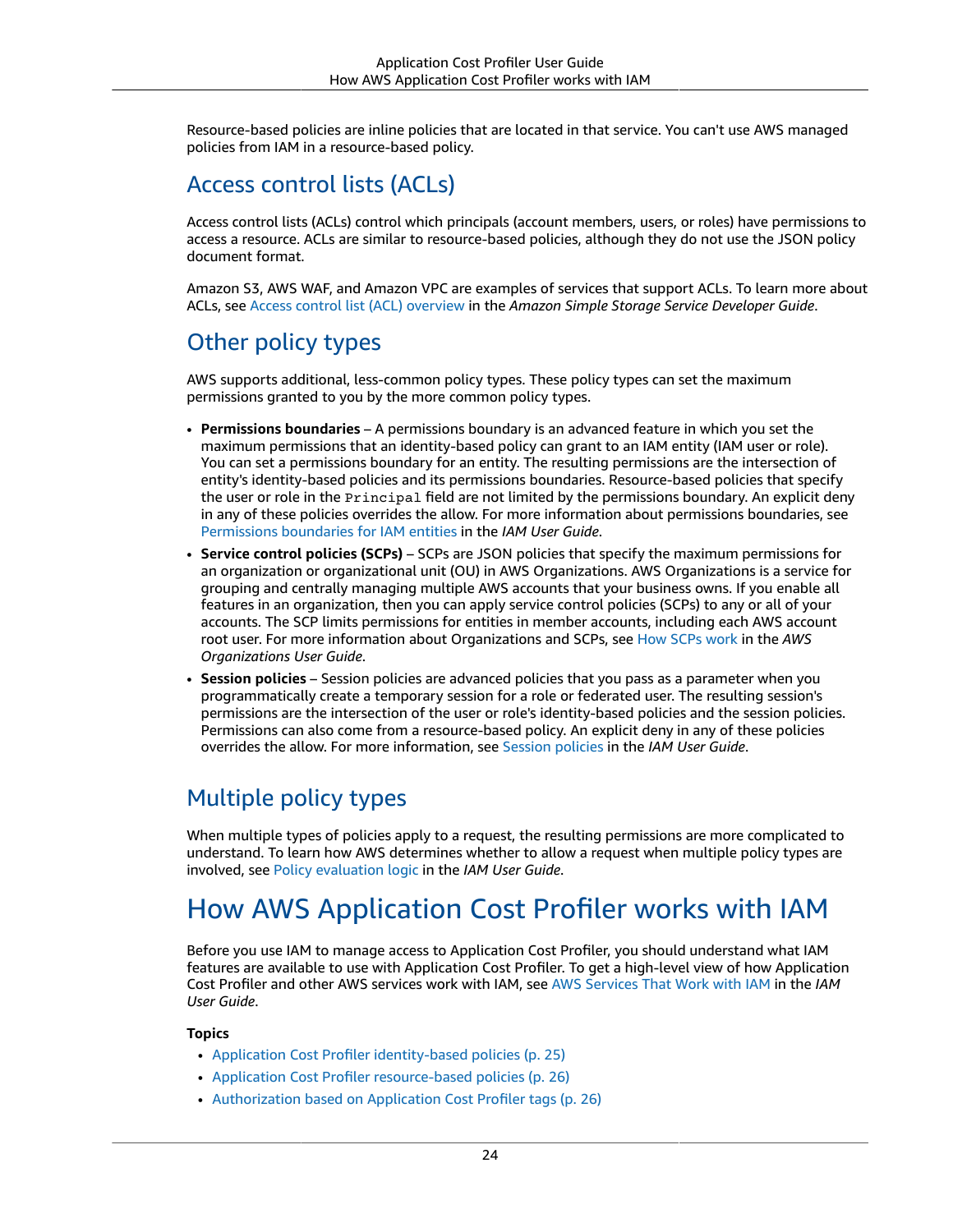Resource-based policies are inline policies that are located in that service. You can't use AWS managed policies from IAM in a resource-based policy.

## Access control lists (ACLs)

Access control lists (ACLs) control which principals (account members, users, or roles) have permissions to access a resource. ACLs are similar to resource-based policies, although they do not use the JSON policy document format.

Amazon S3, AWS WAF, and Amazon VPC are examples of services that support ACLs. To learn more about ACLs, see Access control list (ACL) overview in the *Amazon Simple Storage Service Developer Guide*.

## Other policy types

AWS supports additional, less-common policy types. These policy types can set the maximum permissions granted to you by the more common policy types.

- **Permissions boundaries** – A permissions boundary is an advanced feature in which you set the maximum permissions that an identity-based policy can grant to an IAM entity (IAM user or role). You can set a permissions boundary for an entity. The resulting permissions are the intersection of entity's identity-based policies and its permissions boundaries. Resource-based policies that specify the user or role in the `Principal` field are not limited by the permissions boundary. An explicit deny in any of these policies overrides the allow. For more information about permissions boundaries, see Permissions boundaries for IAM entities in the *IAM User Guide*.
- **Service control policies (SCPs)** – SCPs are JSON policies that specify the maximum permissions for an organization or organizational unit (OU) in AWS Organizations. AWS Organizations is a service for grouping and centrally managing multiple AWS accounts that your business owns. If you enable all features in an organization, then you can apply service control policies (SCPs) to any or all of your accounts. The SCP limits permissions for entities in member accounts, including each AWS account root user. For more information about Organizations and SCPs, see How SCPs work in the *AWS Organizations User Guide*.
- **Session policies** – Session policies are advanced policies that you pass as a parameter when you programmatically create a temporary session for a role or federated user. The resulting session's permissions are the intersection of the user or role's identity-based policies and the session policies. Permissions can also come from a resource-based policy. An explicit deny in any of these policies overrides the allow. For more information, see Session policies in the *IAM User Guide*.

## Multiple policy types

When multiple types of policies apply to a request, the resulting permissions are more complicated to understand. To learn how AWS determines whether to allow a request when multiple policy types are involved, see Policy evaluation logic in the *IAM User Guide*.

# How AWS Application Cost Profiler works with IAM

Before you use IAM to manage access to Application Cost Profiler, you should understand what IAM features are available to use with Application Cost Profiler. To get a high-level view of how Application Cost Profiler and other AWS services work with IAM, see AWS Services That Work with IAM in the *IAM User Guide*.

**Topics**

- Application Cost Profiler identity-based policies (p. 25)
- Application Cost Profiler resource-based policies (p. 26)
- Authorization based on Application Cost Profiler tags (p. 26)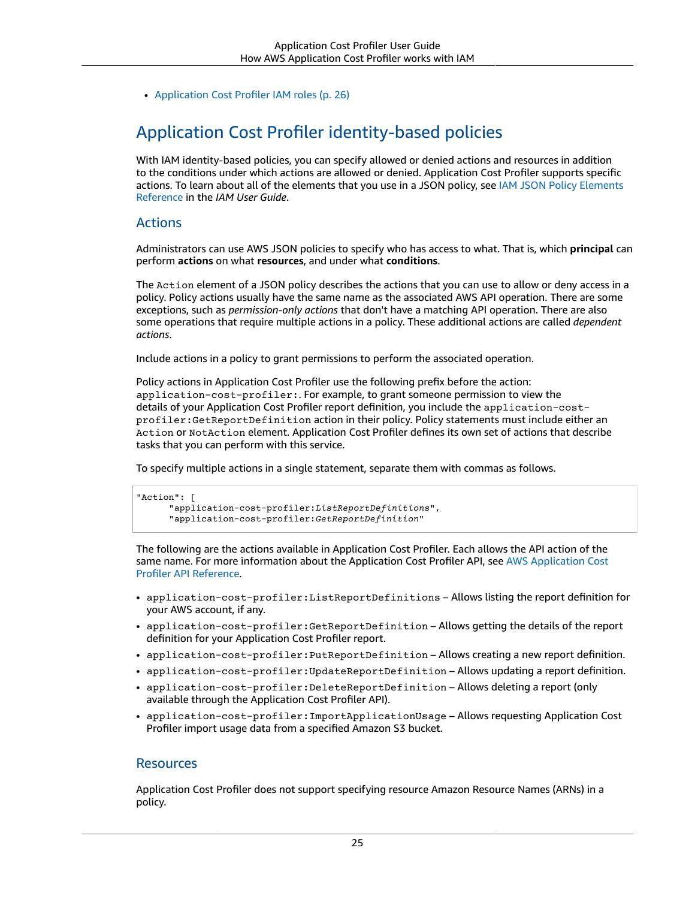- Application Cost Profiler IAM roles (p. 26)

## Application Cost Profiler identity-based policies

With IAM identity-based policies, you can specify allowed or denied actions and resources in addition to the conditions under which actions are allowed or denied. Application Cost Profiler supports specific actions. To learn about all of the elements that you use in a JSON policy, see IAM JSON Policy Elements Reference in the *IAM User Guide*.

### Actions

Administrators can use AWS JSON policies to specify who has access to what. That is, which **principal** can perform **actions** on what **resources**, and under what **conditions**.

The `Action` element of a JSON policy describes the actions that you can use to allow or deny access in a policy. Policy actions usually have the same name as the associated AWS API operation. There are some exceptions, such as *permission-only actions* that don't have a matching API operation. There are also some operations that require multiple actions in a policy. These additional actions are called *dependent actions*.

Include actions in a policy to grant permissions to perform the associated operation.

Policy actions in Application Cost Profiler use the following prefix before the action: `application-cost-profiler:`. For example, to grant someone permission to view the details of your Application Cost Profiler report definition, you include the `application-cost-profiler:GetReportDefinition` action in their policy. Policy statements must include either an `Action` or `NotAction` element. Application Cost Profiler defines its own set of actions that describe tasks that you can perform with this service.

To specify multiple actions in a single statement, separate them with commas as follows.

```
"Action": [
      "application-cost-profiler:ListReportDefinitions",
      "application-cost-profiler:GetReportDefinition"
```

The following are the actions available in Application Cost Profiler. Each allows the API action of the same name. For more information about the Application Cost Profiler API, see AWS Application Cost Profiler API Reference.

- `application-cost-profiler:ListReportDefinitions` – Allows listing the report definition for your AWS account, if any.
- `application-cost-profiler:GetReportDefinition` – Allows getting the details of the report definition for your Application Cost Profiler report.
- `application-cost-profiler:PutReportDefinition` – Allows creating a new report definition.
- `application-cost-profiler:UpdateReportDefinition` – Allows updating a report definition.
- `application-cost-profiler:DeleteReportDefinition` – Allows deleting a report (only available through the Application Cost Profiler API).
- `application-cost-profiler:ImportApplicationUsage` – Allows requesting Application Cost Profiler import usage data from a specified Amazon S3 bucket.

### Resources

Application Cost Profiler does not support specifying resource Amazon Resource Names (ARNs) in a policy.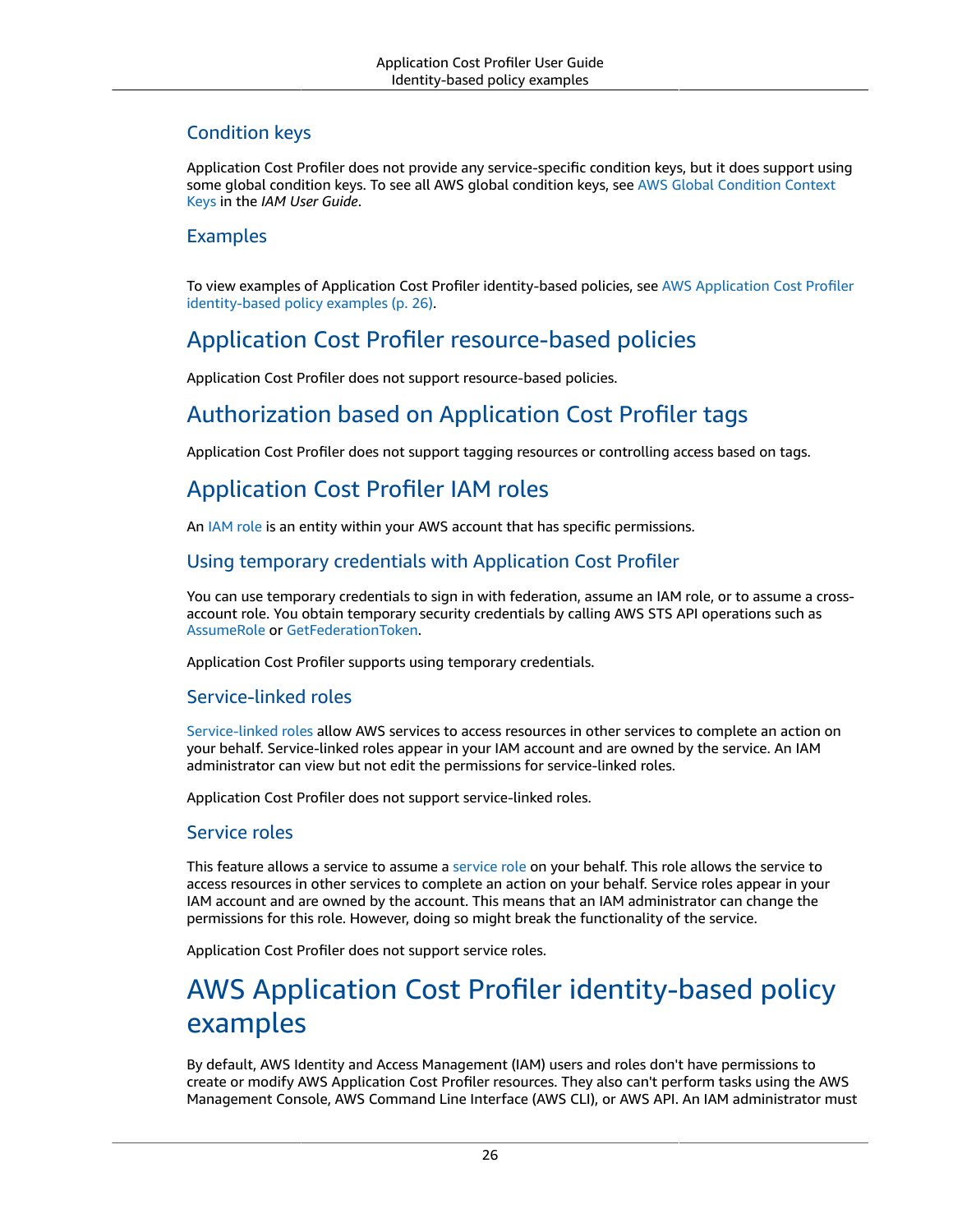### Condition keys

Application Cost Profiler does not provide any service-specific condition keys, but it does support using some global condition keys. To see all AWS global condition keys, see AWS Global Condition Context Keys in the *IAM User Guide*.

### Examples

To view examples of Application Cost Profiler identity-based policies, see AWS Application Cost Profiler identity-based policy examples (p. 26).

## Application Cost Profiler resource-based policies

Application Cost Profiler does not support resource-based policies.

## Authorization based on Application Cost Profiler tags

Application Cost Profiler does not support tagging resources or controlling access based on tags.

## Application Cost Profiler IAM roles

An IAM role is an entity within your AWS account that has specific permissions.

### Using temporary credentials with Application Cost Profiler

You can use temporary credentials to sign in with federation, assume an IAM role, or to assume a cross-account role. You obtain temporary security credentials by calling AWS STS API operations such as AssumeRole or GetFederationToken.

Application Cost Profiler supports using temporary credentials.

### Service-linked roles

Service-linked roles allow AWS services to access resources in other services to complete an action on your behalf. Service-linked roles appear in your IAM account and are owned by the service. An IAM administrator can view but not edit the permissions for service-linked roles.

Application Cost Profiler does not support service-linked roles.

### Service roles

This feature allows a service to assume a service role on your behalf. This role allows the service to access resources in other services to complete an action on your behalf. Service roles appear in your IAM account and are owned by the account. This means that an IAM administrator can change the permissions for this role. However, doing so might break the functionality of the service.

Application Cost Profiler does not support service roles.

# AWS Application Cost Profiler identity-based policy examples

By default, AWS Identity and Access Management (IAM) users and roles don't have permissions to create or modify AWS Application Cost Profiler resources. They also can't perform tasks using the AWS Management Console, AWS Command Line Interface (AWS CLI), or AWS API. An IAM administrator must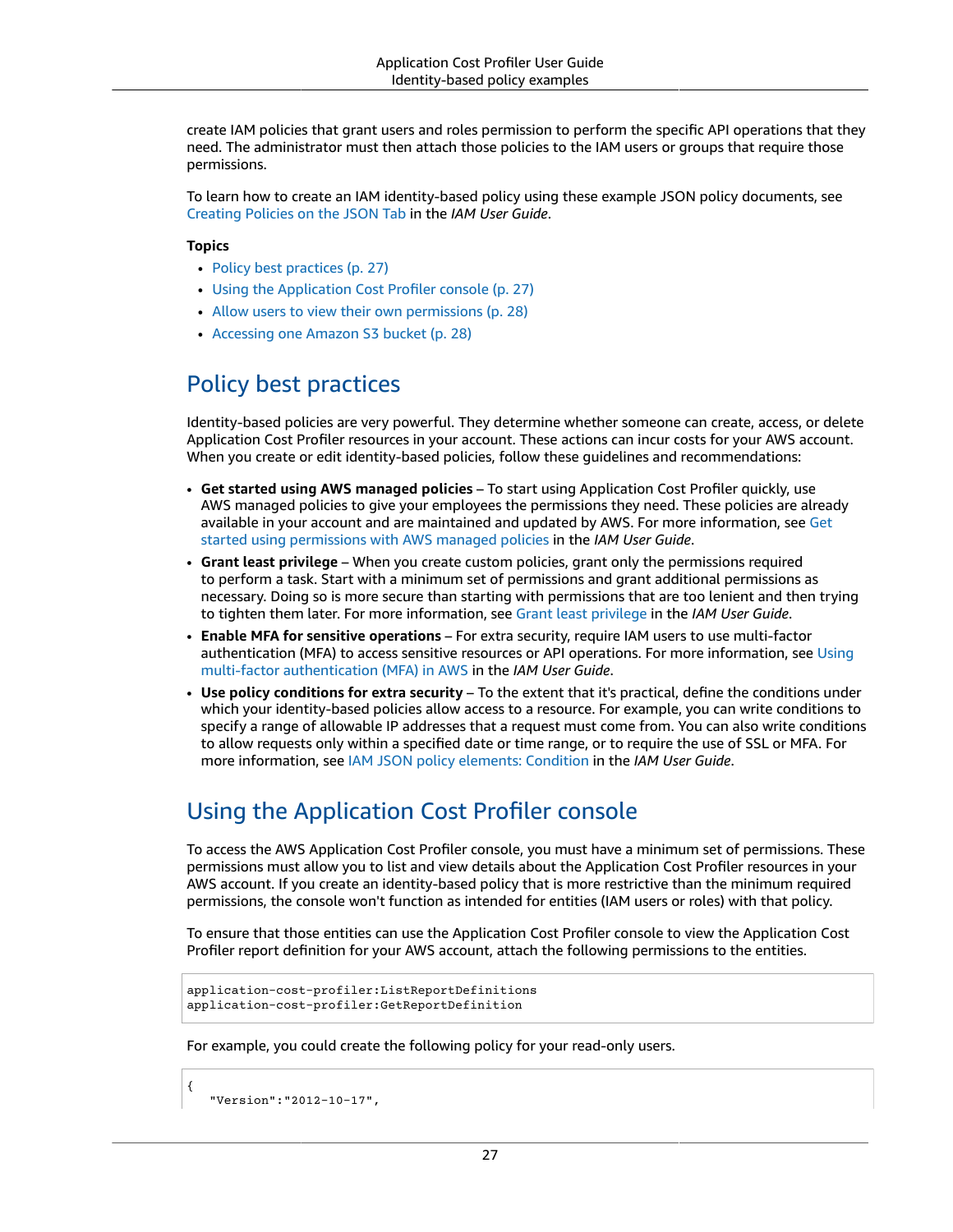create IAM policies that grant users and roles permission to perform the specific API operations that they need. The administrator must then attach those policies to the IAM users or groups that require those permissions.

To learn how to create an IAM identity-based policy using these example JSON policy documents, see Creating Policies on the JSON Tab in the *IAM User Guide*.

**Topics**

- Policy best practices (p. 27)
- Using the Application Cost Profiler console (p. 27)
- Allow users to view their own permissions (p. 28)
- Accessing one Amazon S3 bucket (p. 28)

## Policy best practices

Identity-based policies are very powerful. They determine whether someone can create, access, or delete Application Cost Profiler resources in your account. These actions can incur costs for your AWS account. When you create or edit identity-based policies, follow these guidelines and recommendations:

- **Get started using AWS managed policies** – To start using Application Cost Profiler quickly, use AWS managed policies to give your employees the permissions they need. These policies are already available in your account and are maintained and updated by AWS. For more information, see Get started using permissions with AWS managed policies in the *IAM User Guide*.
- **Grant least privilege** – When you create custom policies, grant only the permissions required to perform a task. Start with a minimum set of permissions and grant additional permissions as necessary. Doing so is more secure than starting with permissions that are too lenient and then trying to tighten them later. For more information, see Grant least privilege in the *IAM User Guide*.
- **Enable MFA for sensitive operations** – For extra security, require IAM users to use multi-factor authentication (MFA) to access sensitive resources or API operations. For more information, see Using multi-factor authentication (MFA) in AWS in the *IAM User Guide*.
- **Use policy conditions for extra security** – To the extent that it's practical, define the conditions under which your identity-based policies allow access to a resource. For example, you can write conditions to specify a range of allowable IP addresses that a request must come from. You can also write conditions to allow requests only within a specified date or time range, or to require the use of SSL or MFA. For more information, see IAM JSON policy elements: Condition in the *IAM User Guide*.

## Using the Application Cost Profiler console

To access the AWS Application Cost Profiler console, you must have a minimum set of permissions. These permissions must allow you to list and view details about the Application Cost Profiler resources in your AWS account. If you create an identity-based policy that is more restrictive than the minimum required permissions, the console won't function as intended for entities (IAM users or roles) with that policy.

To ensure that those entities can use the Application Cost Profiler console to view the Application Cost Profiler report definition for your AWS account, attach the following permissions to the entities.

```
application-cost-profiler:ListReportDefinitions
application-cost-profiler:GetReportDefinition
```

For example, you could create the following policy for your read-only users.

```
{
   "Version":"2012-10-17",
```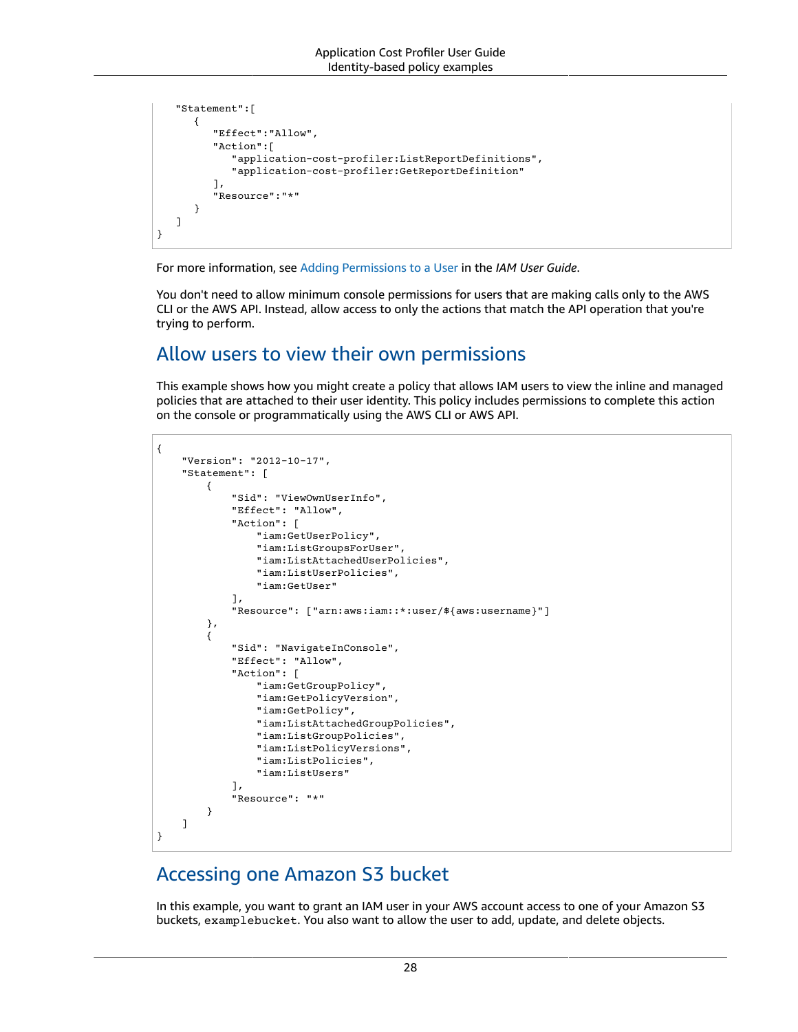```
   "Statement":[
      {
         "Effect":"Allow",
         "Action":[
            "application-cost-profiler:ListReportDefinitions",
            "application-cost-profiler:GetReportDefinition"
         ],
         "Resource":"*"
      }
   ]
}
```

For more information, see Adding Permissions to a User in the *IAM User Guide*.

You don't need to allow minimum console permissions for users that are making calls only to the AWS CLI or the AWS API. Instead, allow access to only the actions that match the API operation that you're trying to perform.

## Allow users to view their own permissions

This example shows how you might create a policy that allows IAM users to view the inline and managed policies that are attached to their user identity. This policy includes permissions to complete this action on the console or programmatically using the AWS CLI or AWS API.

```
{
    "Version": "2012-10-17",
    "Statement": [
        {
            "Sid": "ViewOwnUserInfo",
            "Effect": "Allow",
            "Action": [
                "iam:GetUserPolicy",
                "iam:ListGroupsForUser",
                "iam:ListAttachedUserPolicies",
                "iam:ListUserPolicies",
                "iam:GetUser"
            ],
            "Resource": ["arn:aws:iam::*:user/${aws:username}"]
        },
        {
            "Sid": "NavigateInConsole",
            "Effect": "Allow",
            "Action": [
                "iam:GetGroupPolicy",
                "iam:GetPolicyVersion",
                "iam:GetPolicy",
                "iam:ListAttachedGroupPolicies",
                "iam:ListGroupPolicies",
                "iam:ListPolicyVersions",
                "iam:ListPolicies",
                "iam:ListUsers"
            ],
            "Resource": "*"
        }
    ]
}
```

## Accessing one Amazon S3 bucket

In this example, you want to grant an IAM user in your AWS account access to one of your Amazon S3 buckets, `examplebucket`. You also want to allow the user to add, update, and delete objects.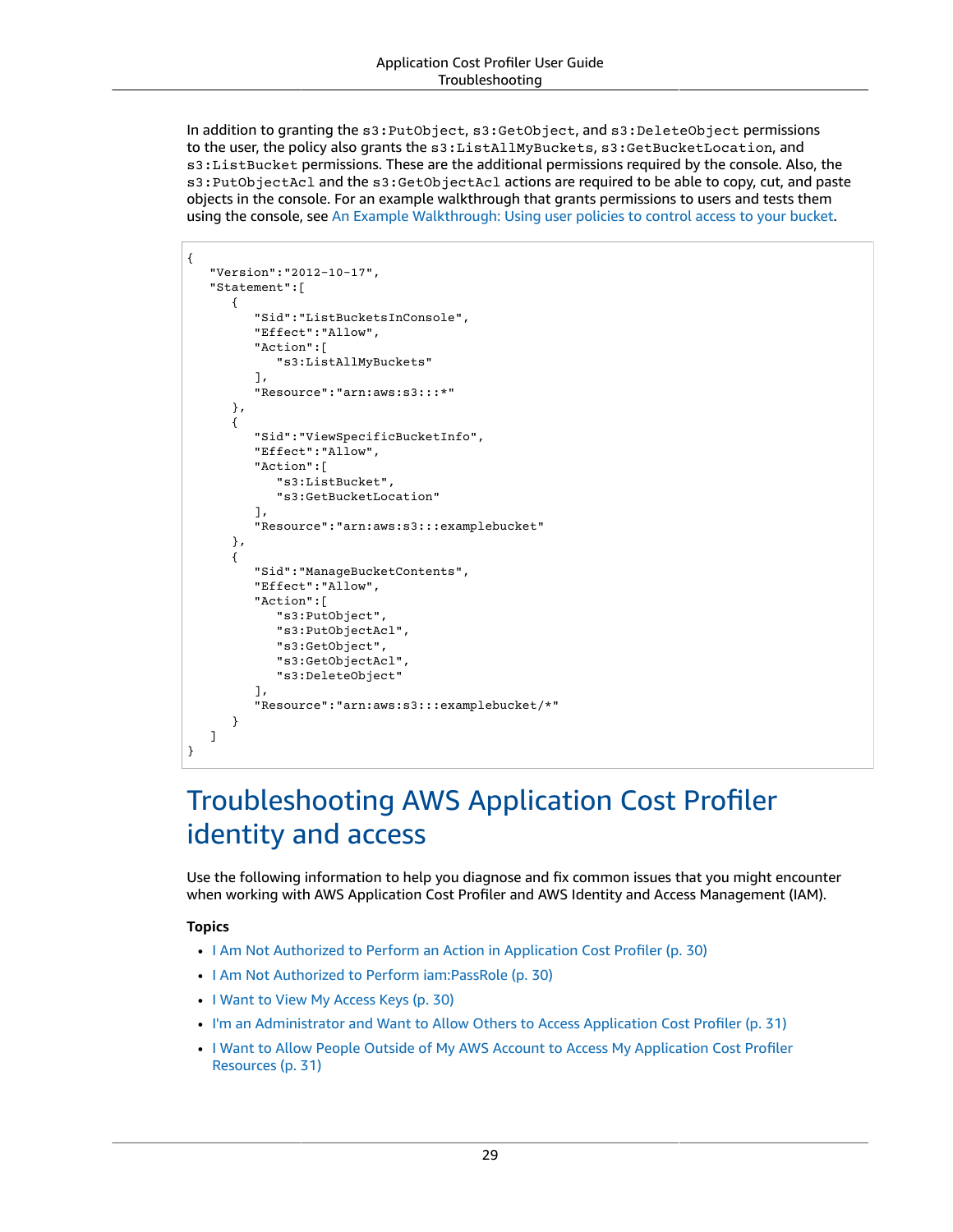In addition to granting the `s3:PutObject`, `s3:GetObject`, and `s3:DeleteObject` permissions to the user, the policy also grants the `s3:ListAllMyBuckets`, `s3:GetBucketLocation`, and `s3:ListBucket` permissions. These are the additional permissions required by the console. Also, the `s3:PutObjectAcl` and the `s3:GetObjectAcl` actions are required to be able to copy, cut, and paste objects in the console. For an example walkthrough that grants permissions to users and tests them using the console, see An Example Walkthrough: Using user policies to control access to your bucket.

```
{
   "Version":"2012-10-17",
   "Statement":[
      {
         "Sid":"ListBucketsInConsole",
         "Effect":"Allow",
         "Action":[
            "s3:ListAllMyBuckets"
         ],
         "Resource":"arn:aws:s3:::*"
      },
      {
         "Sid":"ViewSpecificBucketInfo",
         "Effect":"Allow",
         "Action":[
            "s3:ListBucket",
            "s3:GetBucketLocation"
         ],
         "Resource":"arn:aws:s3:::examplebucket"
      },
      {
         "Sid":"ManageBucketContents",
         "Effect":"Allow",
         "Action":[
            "s3:PutObject",
            "s3:PutObjectAcl",
            "s3:GetObject",
            "s3:GetObjectAcl",
            "s3:DeleteObject"
         ],
         "Resource":"arn:aws:s3:::examplebucket/*"
      }
   ]
}
```

# Troubleshooting AWS Application Cost Profiler identity and access

Use the following information to help you diagnose and fix common issues that you might encounter when working with AWS Application Cost Profiler and AWS Identity and Access Management (IAM).

**Topics**

- I Am Not Authorized to Perform an Action in Application Cost Profiler (p. 30)
- I Am Not Authorized to Perform iam:PassRole (p. 30)
- I Want to View My Access Keys (p. 30)
- I'm an Administrator and Want to Allow Others to Access Application Cost Profiler (p. 31)
- I Want to Allow People Outside of My AWS Account to Access My Application Cost Profiler Resources (p. 31)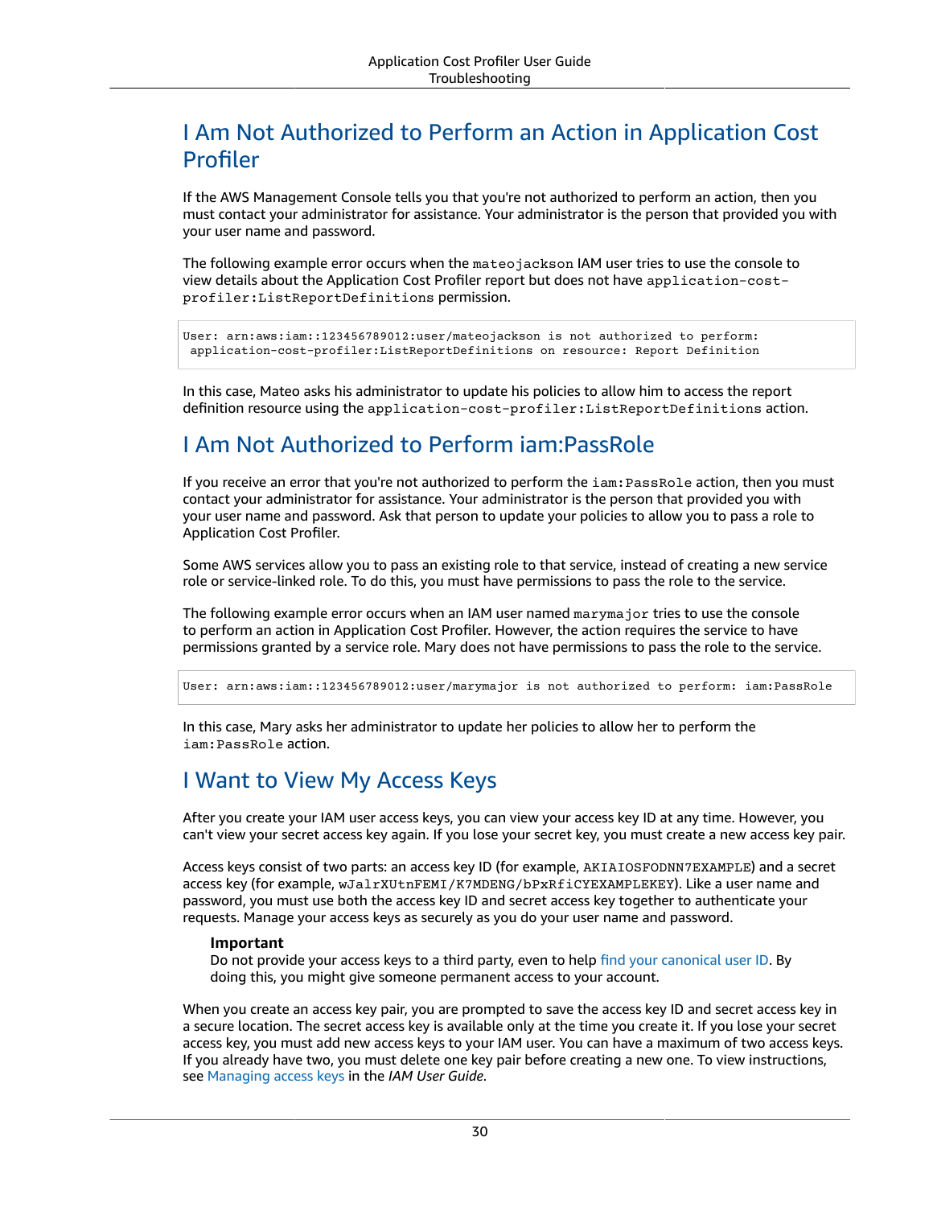## I Am Not Authorized to Perform an Action in Application Cost Profiler

If the AWS Management Console tells you that you're not authorized to perform an action, then you must contact your administrator for assistance. Your administrator is the person that provided you with your user name and password.

The following example error occurs when the `mateojackson` IAM user tries to use the console to view details about the Application Cost Profiler report but does not have `application-cost-profiler:ListReportDefinitions` permission.

```
User: arn:aws:iam::123456789012:user/mateojackson is not authorized to perform:
 application-cost-profiler:ListReportDefinitions on resource: Report Definition
```

In this case, Mateo asks his administrator to update his policies to allow him to access the report definition resource using the `application-cost-profiler:ListReportDefinitions` action.

## I Am Not Authorized to Perform iam:PassRole

If you receive an error that you're not authorized to perform the `iam:PassRole` action, then you must contact your administrator for assistance. Your administrator is the person that provided you with your user name and password. Ask that person to update your policies to allow you to pass a role to Application Cost Profiler.

Some AWS services allow you to pass an existing role to that service, instead of creating a new service role or service-linked role. To do this, you must have permissions to pass the role to the service.

The following example error occurs when an IAM user named `marymajor` tries to use the console to perform an action in Application Cost Profiler. However, the action requires the service to have permissions granted by a service role. Mary does not have permissions to pass the role to the service.

```
User: arn:aws:iam::123456789012:user/marymajor is not authorized to perform: iam:PassRole
```

In this case, Mary asks her administrator to update her policies to allow her to perform the `iam:PassRole` action.

## I Want to View My Access Keys

After you create your IAM user access keys, you can view your access key ID at any time. However, you can't view your secret access key again. If you lose your secret key, you must create a new access key pair.

Access keys consist of two parts: an access key ID (for example, `AKIAIOSFODNN7EXAMPLE`) and a secret access key (for example, `wJalrXUtnFEMI/K7MDENG/bPxRfiCYEXAMPLEKEY`). Like a user name and password, you must use both the access key ID and secret access key together to authenticate your requests. Manage your access keys as securely as you do your user name and password.

> **Important**
> Do not provide your access keys to a third party, even to help find your canonical user ID. By doing this, you might give someone permanent access to your account.

When you create an access key pair, you are prompted to save the access key ID and secret access key in a secure location. The secret access key is available only at the time you create it. If you lose your secret access key, you must add new access keys to your IAM user. You can have a maximum of two access keys. If you already have two, you must delete one key pair before creating a new one. To view instructions, see Managing access keys in the *IAM User Guide*.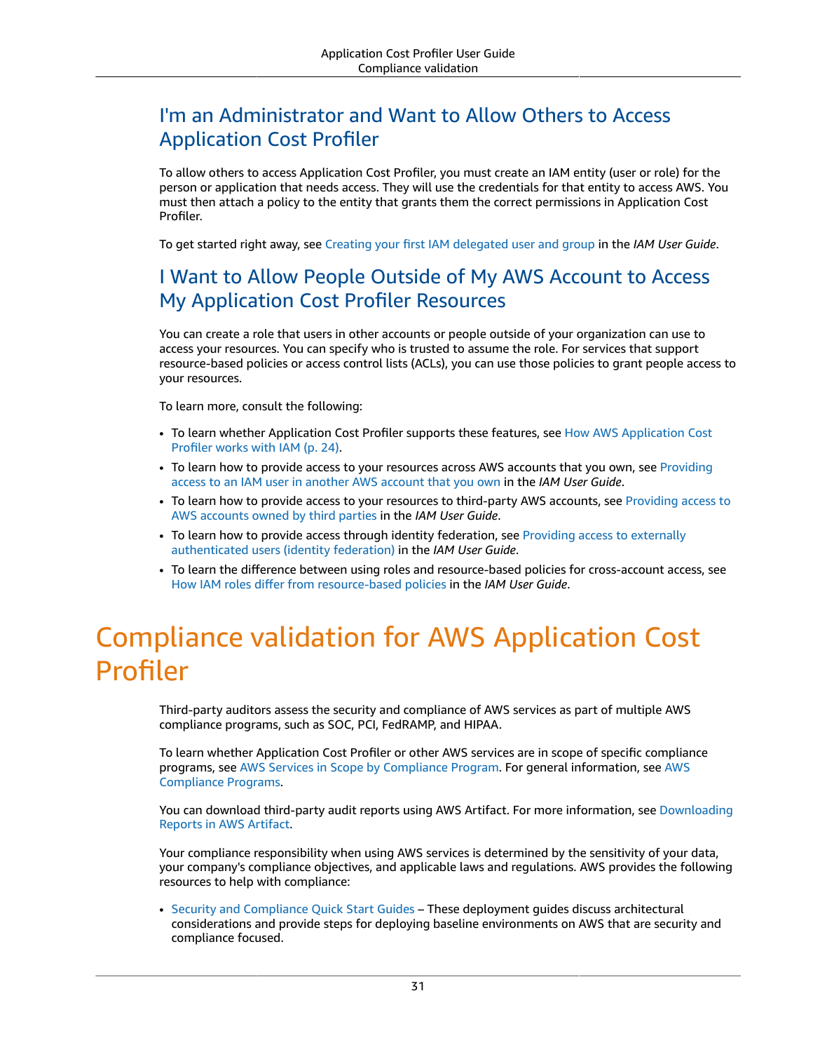## I'm an Administrator and Want to Allow Others to Access Application Cost Profiler

To allow others to access Application Cost Profiler, you must create an IAM entity (user or role) for the person or application that needs access. They will use the credentials for that entity to access AWS. You must then attach a policy to the entity that grants them the correct permissions in Application Cost Profiler.

To get started right away, see Creating your first IAM delegated user and group in the *IAM User Guide*.

## I Want to Allow People Outside of My AWS Account to Access My Application Cost Profiler Resources

You can create a role that users in other accounts or people outside of your organization can use to access your resources. You can specify who is trusted to assume the role. For services that support resource-based policies or access control lists (ACLs), you can use those policies to grant people access to your resources.

To learn more, consult the following:

- To learn whether Application Cost Profiler supports these features, see How AWS Application Cost Profiler works with IAM (p. 24).
- To learn how to provide access to your resources across AWS accounts that you own, see Providing access to an IAM user in another AWS account that you own in the *IAM User Guide*.
- To learn how to provide access to your resources to third-party AWS accounts, see Providing access to AWS accounts owned by third parties in the *IAM User Guide*.
- To learn how to provide access through identity federation, see Providing access to externally authenticated users (identity federation) in the *IAM User Guide*.
- To learn the difference between using roles and resource-based policies for cross-account access, see How IAM roles differ from resource-based policies in the *IAM User Guide*.

# Compliance validation for AWS Application Cost Profiler

Third-party auditors assess the security and compliance of AWS services as part of multiple AWS compliance programs, such as SOC, PCI, FedRAMP, and HIPAA.

To learn whether Application Cost Profiler or other AWS services are in scope of specific compliance programs, see AWS Services in Scope by Compliance Program. For general information, see AWS Compliance Programs.

You can download third-party audit reports using AWS Artifact. For more information, see Downloading Reports in AWS Artifact.

Your compliance responsibility when using AWS services is determined by the sensitivity of your data, your company's compliance objectives, and applicable laws and regulations. AWS provides the following resources to help with compliance:

- Security and Compliance Quick Start Guides – These deployment guides discuss architectural considerations and provide steps for deploying baseline environments on AWS that are security and compliance focused.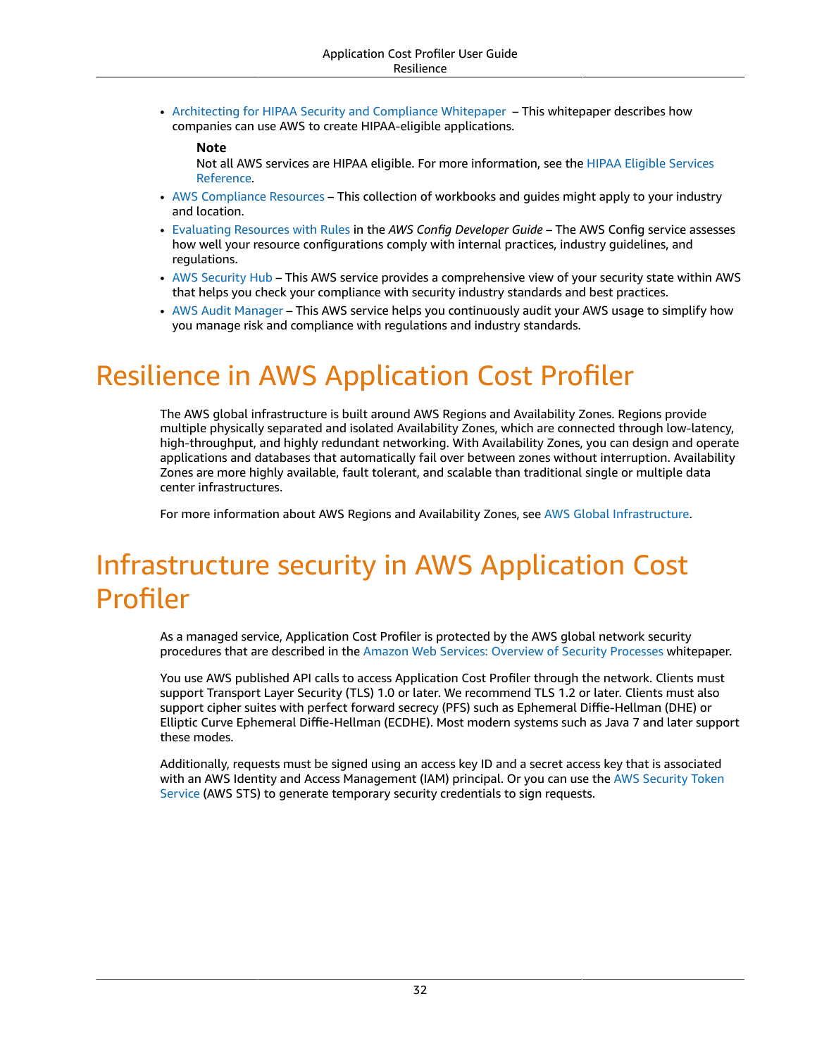- Architecting for HIPAA Security and Compliance Whitepaper – This whitepaper describes how companies can use AWS to create HIPAA-eligible applications.

  **Note**

  Not all AWS services are HIPAA eligible. For more information, see the HIPAA Eligible Services Reference.
- AWS Compliance Resources – This collection of workbooks and guides might apply to your industry and location.
- Evaluating Resources with Rules in the *AWS Config Developer Guide* – The AWS Config service assesses how well your resource configurations comply with internal practices, industry guidelines, and regulations.
- AWS Security Hub – This AWS service provides a comprehensive view of your security state within AWS that helps you check your compliance with security industry standards and best practices.
- AWS Audit Manager – This AWS service helps you continuously audit your AWS usage to simplify how you manage risk and compliance with regulations and industry standards.

# Resilience in AWS Application Cost Profiler

The AWS global infrastructure is built around AWS Regions and Availability Zones. Regions provide multiple physically separated and isolated Availability Zones, which are connected through low-latency, high-throughput, and highly redundant networking. With Availability Zones, you can design and operate applications and databases that automatically fail over between zones without interruption. Availability Zones are more highly available, fault tolerant, and scalable than traditional single or multiple data center infrastructures.

For more information about AWS Regions and Availability Zones, see AWS Global Infrastructure.

# Infrastructure security in AWS Application Cost Profiler

As a managed service, Application Cost Profiler is protected by the AWS global network security procedures that are described in the Amazon Web Services: Overview of Security Processes whitepaper.

You use AWS published API calls to access Application Cost Profiler through the network. Clients must support Transport Layer Security (TLS) 1.0 or later. We recommend TLS 1.2 or later. Clients must also support cipher suites with perfect forward secrecy (PFS) such as Ephemeral Diffie-Hellman (DHE) or Elliptic Curve Ephemeral Diffie-Hellman (ECDHE). Most modern systems such as Java 7 and later support these modes.

Additionally, requests must be signed using an access key ID and a secret access key that is associated with an AWS Identity and Access Management (IAM) principal. Or you can use the AWS Security Token Service (AWS STS) to generate temporary security credentials to sign requests.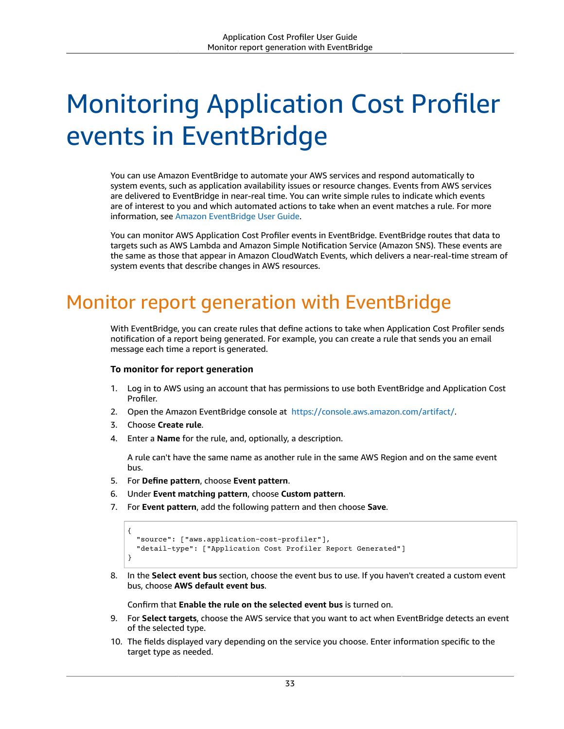# Monitoring Application Cost Profiler events in EventBridge

You can use Amazon EventBridge to automate your AWS services and respond automatically to system events, such as application availability issues or resource changes. Events from AWS services are delivered to EventBridge in near-real time. You can write simple rules to indicate which events are of interest to you and which automated actions to take when an event matches a rule. For more information, see Amazon EventBridge User Guide.

You can monitor AWS Application Cost Profiler events in EventBridge. EventBridge routes that data to targets such as AWS Lambda and Amazon Simple Notification Service (Amazon SNS). These events are the same as those that appear in Amazon CloudWatch Events, which delivers a near-real-time stream of system events that describe changes in AWS resources.

## Monitor report generation with EventBridge

With EventBridge, you can create rules that define actions to take when Application Cost Profiler sends notification of a report being generated. For example, you can create a rule that sends you an email message each time a report is generated.

**To monitor for report generation**

1. Log in to AWS using an account that has permissions to use both EventBridge and Application Cost Profiler.
2. Open the Amazon EventBridge console at https://console.aws.amazon.com/artifact/.
3. Choose **Create rule**.
4. Enter a **Name** for the rule, and, optionally, a description.

   A rule can't have the same name as another rule in the same AWS Region and on the same event bus.
5. For **Define pattern**, choose **Event pattern**.
6. Under **Event matching pattern**, choose **Custom pattern**.
7. For **Event pattern**, add the following pattern and then choose **Save**.

```
{
  "source": ["aws.application-cost-profiler"],
  "detail-type": ["Application Cost Profiler Report Generated"]
}
```

8. In the **Select event bus** section, choose the event bus to use. If you haven't created a custom event bus, choose **AWS default event bus**.

   Confirm that **Enable the rule on the selected event bus** is turned on.
9. For **Select targets**, choose the AWS service that you want to act when EventBridge detects an event of the selected type.
10. The fields displayed vary depending on the service you choose. Enter information specific to the target type as needed.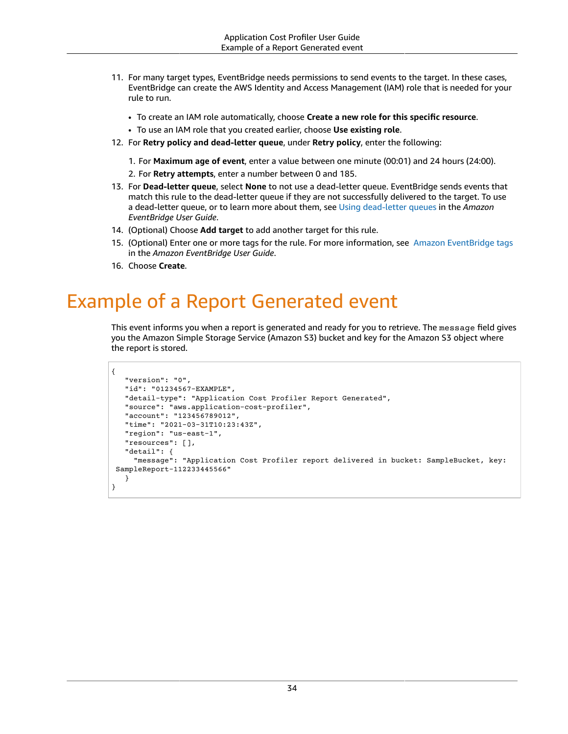11. For many target types, EventBridge needs permissions to send events to the target. In these cases, EventBridge can create the AWS Identity and Access Management (IAM) role that is needed for your rule to run.

    - To create an IAM role automatically, choose **Create a new role for this specific resource**.
    - To use an IAM role that you created earlier, choose **Use existing role**.

12. For **Retry policy and dead-letter queue**, under **Retry policy**, enter the following:

    1. For **Maximum age of event**, enter a value between one minute (00:01) and 24 hours (24:00).
    2. For **Retry attempts**, enter a number between 0 and 185.

13. For **Dead-letter queue**, select **None** to not use a dead-letter queue. EventBridge sends events that match this rule to the dead-letter queue if they are not successfully delivered to the target. To use a dead-letter queue, or to learn more about them, see Using dead-letter queues in the *Amazon EventBridge User Guide*.
14. (Optional) Choose **Add target** to add another target for this rule.
15. (Optional) Enter one or more tags for the rule. For more information, see Amazon EventBridge tags in the *Amazon EventBridge User Guide*.
16. Choose **Create**.

# Example of a Report Generated event

This event informs you when a report is generated and ready for you to retrieve. The `message` field gives you the Amazon Simple Storage Service (Amazon S3) bucket and key for the Amazon S3 object where the report is stored.

```
{
   "version": "0",
   "id": "01234567-EXAMPLE",
   "detail-type": "Application Cost Profiler Report Generated",
   "source": "aws.application-cost-profiler",
   "account": "123456789012",
   "time": "2021-03-31T10:23:43Z",
   "region": "us-east-1",
   "resources": [],
   "detail": {
     "message": "Application Cost Profiler report delivered in bucket: SampleBucket, key:
 SampleReport-112233445566"
   }
}
```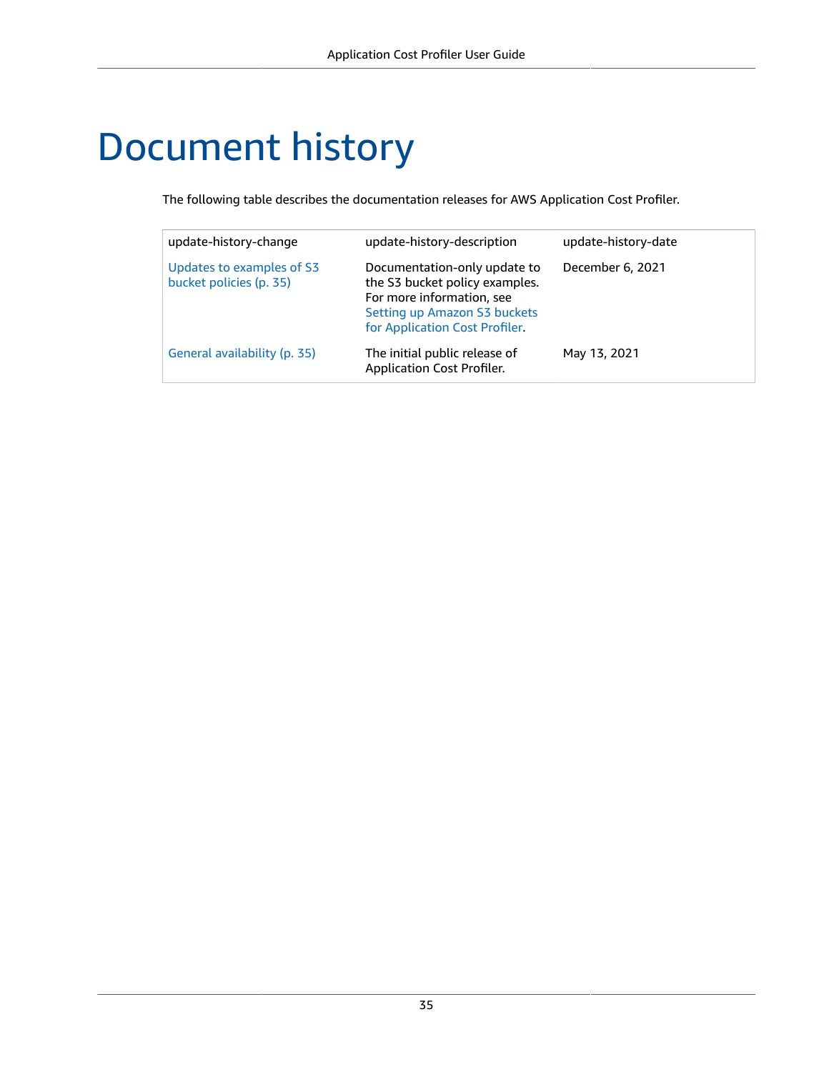# Document history

The following table describes the documentation releases for AWS Application Cost Profiler.

| update-history-change | update-history-description | update-history-date |
| --- | --- | --- |
| Updates to examples of S3 bucket policies (p. 35) | Documentation-only update to the S3 bucket policy examples. For more information, see Setting up Amazon S3 buckets for Application Cost Profiler. | December 6, 2021 |
| General availability (p. 35) | The initial public release of Application Cost Profiler. | May 13, 2021 |